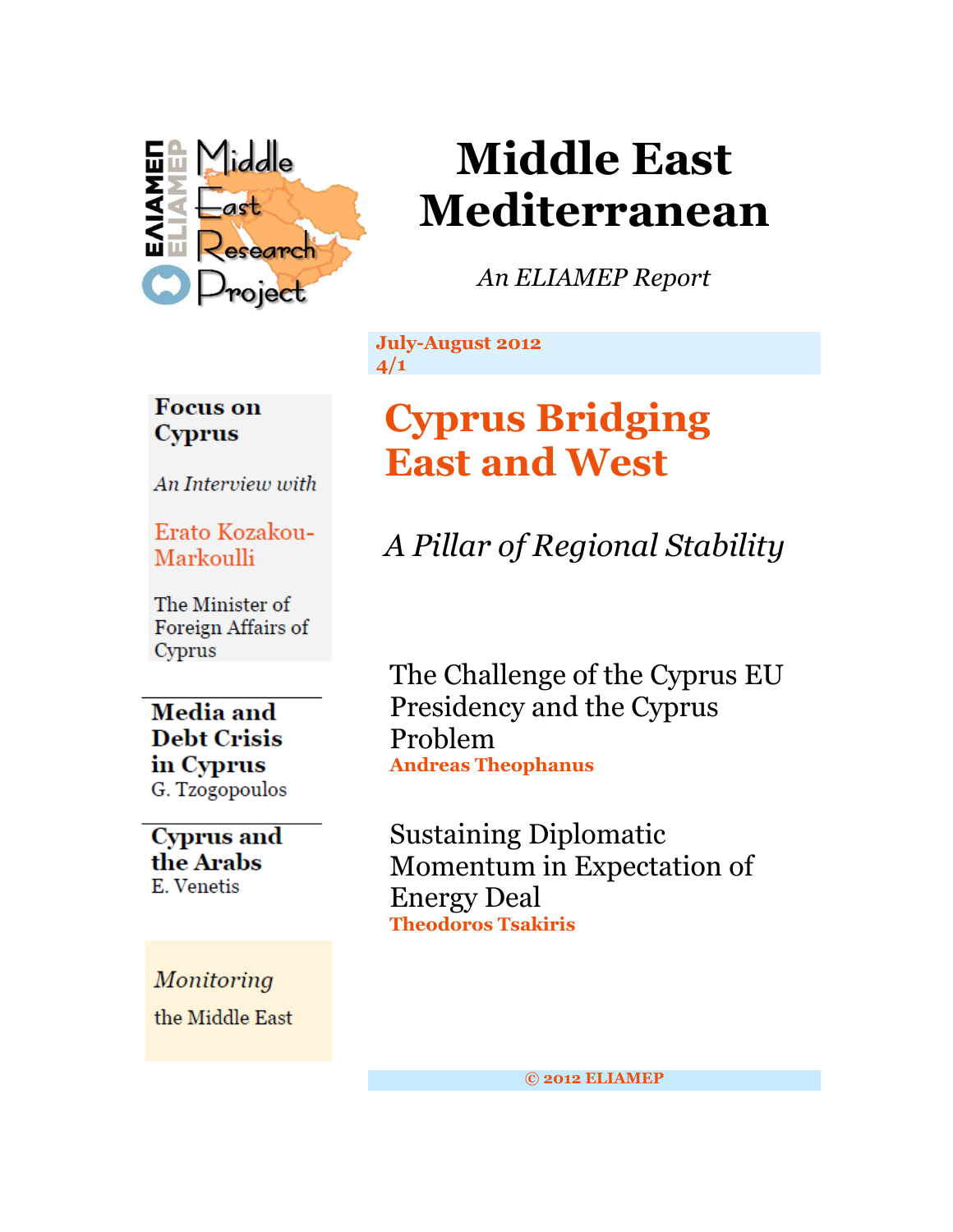Middle East Research Project

ΕΛΙΑΜΕΠ ELIAMEP

# Middle East Mediterranean

*An ELIAMEP Report*

**July-August 2012**
**4/1**

## Cyprus Bridging East and West

*A Pillar of Regional Stability*

The Challenge of the Cyprus EU Presidency and the Cyprus Problem
**Andreas Theophanus**

Sustaining Diplomatic Momentum in Expectation of Energy Deal
**Theodoros Tsakiris**

**Focus on Cyprus**

*An Interview with*

Erato Kozakou-Markoulli

The Minister of Foreign Affairs of Cyprus

**Media and Debt Crisis in Cyprus**
G. Tzogopoulos

**Cyprus and the Arabs**
E. Venetis

*Monitoring* the Middle East

**© 2012 ELIAMEP**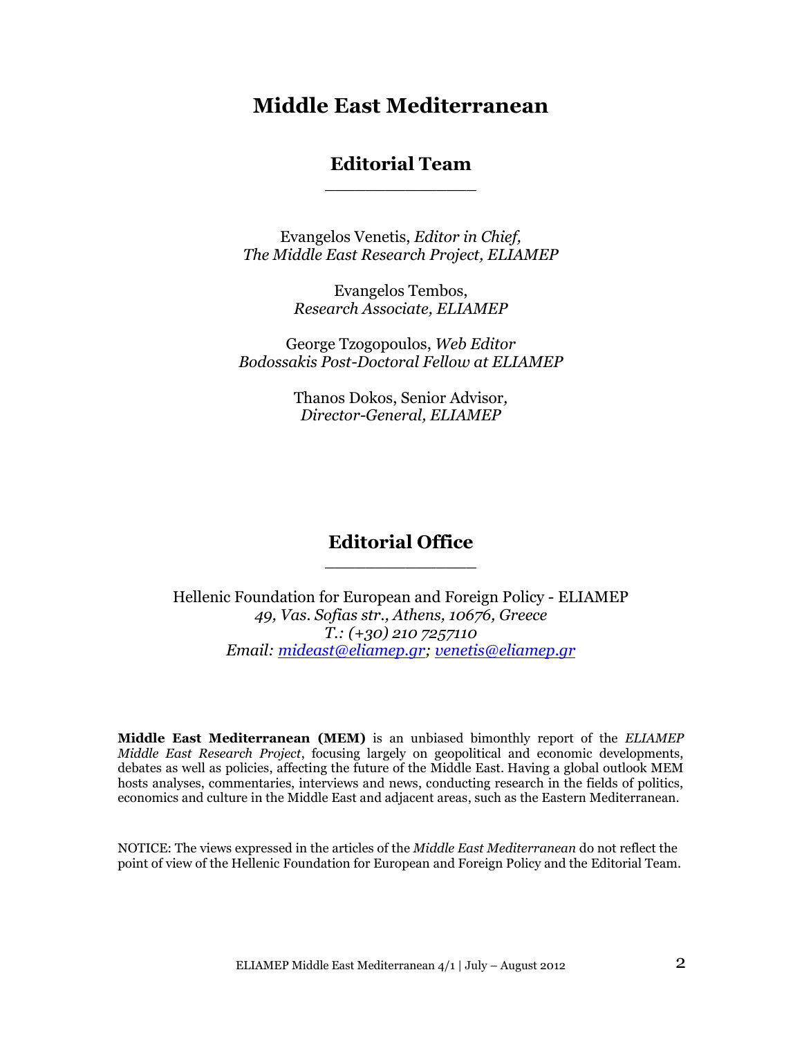# Middle East Mediterranean

## Editorial Team

Evangelos Venetis, *Editor in Chief,*
*The Middle East Research Project, ELIAMEP*

Evangelos Tembos,
*Research Associate, ELIAMEP*

George Tzogopoulos, *Web Editor*
*Bodossakis Post-Doctoral Fellow at ELIAMEP*

Thanos Dokos, Senior Advisor*,*
*Director-General, ELIAMEP*

## Editorial Office

Hellenic Foundation for European and Foreign Policy - ELIAMEP
*49, Vas. Sofias str., Athens, 10676, Greece*
*T.: (+30) 210 7257110*
*Email: mideast@eliamep.gr; venetis@eliamep.gr*

**Middle East Mediterranean (MEM)** is an unbiased bimonthly report of the *ELIAMEP Middle East Research Project*, focusing largely on geopolitical and economic developments, debates as well as policies, affecting the future of the Middle East. Having a global outlook MEM hosts analyses, commentaries, interviews and news, conducting research in the fields of politics, economics and culture in the Middle East and adjacent areas, such as the Eastern Mediterranean.

NOTICE: The views expressed in the articles of the *Middle East Mediterranean* do not reflect the point of view of the Hellenic Foundation for European and Foreign Policy and the Editorial Team.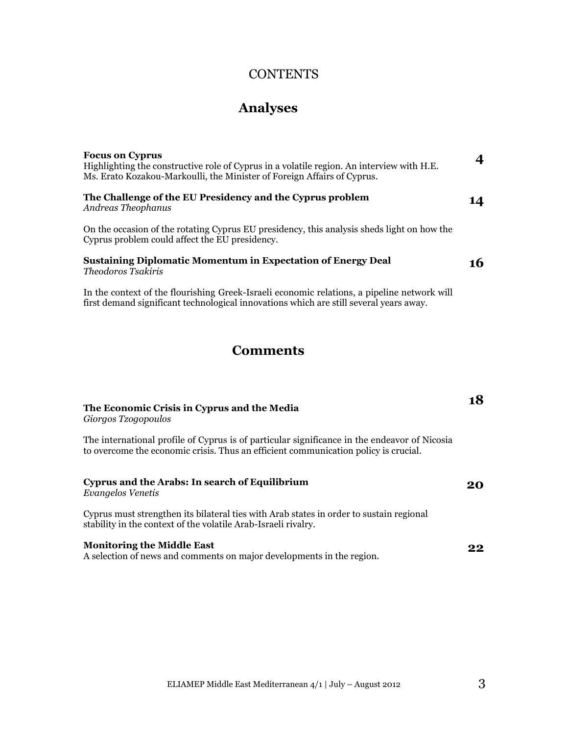# CONTENTS

## Analyses

**Focus on Cyprus** **4**
Highlighting the constructive role of Cyprus in a volatile region. An interview with H.E. Ms. Erato Kozakou-Markoulli, the Minister of Foreign Affairs of Cyprus.

**The Challenge of the EU Presidency and the Cyprus problem** **14**
*Andreas Theophanus*

On the occasion of the rotating Cyprus EU presidency, this analysis sheds light on how the Cyprus problem could affect the EU presidency.

**Sustaining Diplomatic Momentum in Expectation of Energy Deal** **16**
*Theodoros Tsakiris*

In the context of the flourishing Greek-Israeli economic relations, a pipeline network will first demand significant technological innovations which are still several years away.

## Comments

**The Economic Crisis in Cyprus and the Media** **18**
*Giorgos Tzogopoulos*

The international profile of Cyprus is of particular significance in the endeavor of Nicosia to overcome the economic crisis. Thus an efficient communication policy is crucial.

**Cyprus and the Arabs: In search of Equilibrium** **20**
*Evangelos Venetis*

Cyprus must strengthen its bilateral ties with Arab states in order to sustain regional stability in the context of the volatile Arab-Israeli rivalry.

**Monitoring the Middle East** **22**
A selection of news and comments on major developments in the region.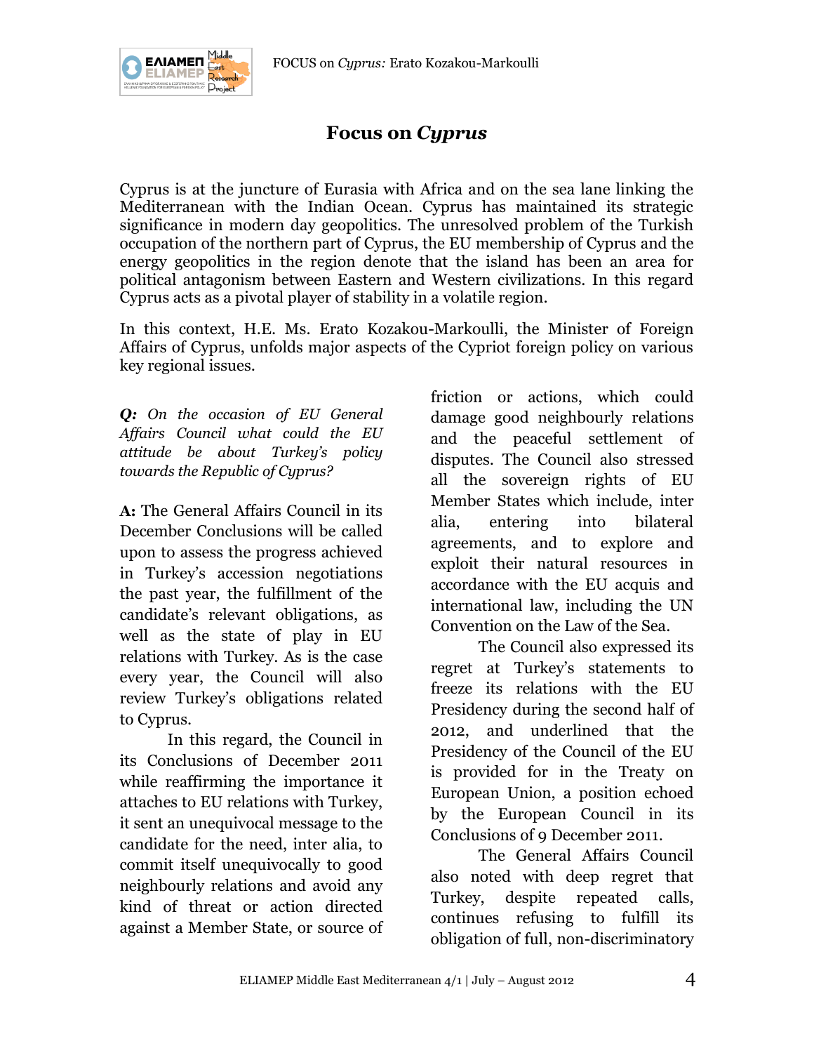# Focus on *Cyprus*

Cyprus is at the juncture of Eurasia with Africa and on the sea lane linking the Mediterranean with the Indian Ocean. Cyprus has maintained its strategic significance in modern day geopolitics. The unresolved problem of the Turkish occupation of the northern part of Cyprus, the EU membership of Cyprus and the energy geopolitics in the region denote that the island has been an area for political antagonism between Eastern and Western civilizations. In this regard Cyprus acts as a pivotal player of stability in a volatile region.

In this context, H.E. Ms. Erato Kozakou-Markoulli, the Minister of Foreign Affairs of Cyprus, unfolds major aspects of the Cypriot foreign policy on various key regional issues.

***Q:** On the occasion of EU General Affairs Council what could the EU attitude be about Turkey's policy towards the Republic of Cyprus?*

**A:** The General Affairs Council in its December Conclusions will be called upon to assess the progress achieved in Turkey's accession negotiations the past year, the fulfillment of the candidate's relevant obligations, as well as the state of play in EU relations with Turkey. As is the case every year, the Council will also review Turkey's obligations related to Cyprus.

In this regard, the Council in its Conclusions of December 2011 while reaffirming the importance it attaches to EU relations with Turkey, it sent an unequivocal message to the candidate for the need, inter alia, to commit itself unequivocally to good neighbourly relations and avoid any kind of threat or action directed against a Member State, or source of friction or actions, which could damage good neighbourly relations and the peaceful settlement of disputes. The Council also stressed all the sovereign rights of EU Member States which include, inter alia, entering into bilateral agreements, and to explore and exploit their natural resources in accordance with the EU acquis and international law, including the UN Convention on the Law of the Sea.

The Council also expressed its regret at Turkey's statements to freeze its relations with the EU Presidency during the second half of 2012, and underlined that the Presidency of the Council of the EU is provided for in the Treaty on European Union, a position echoed by the European Council in its Conclusions of 9 December 2011.

The General Affairs Council also noted with deep regret that Turkey, despite repeated calls, continues refusing to fulfill its obligation of full, non-discriminatory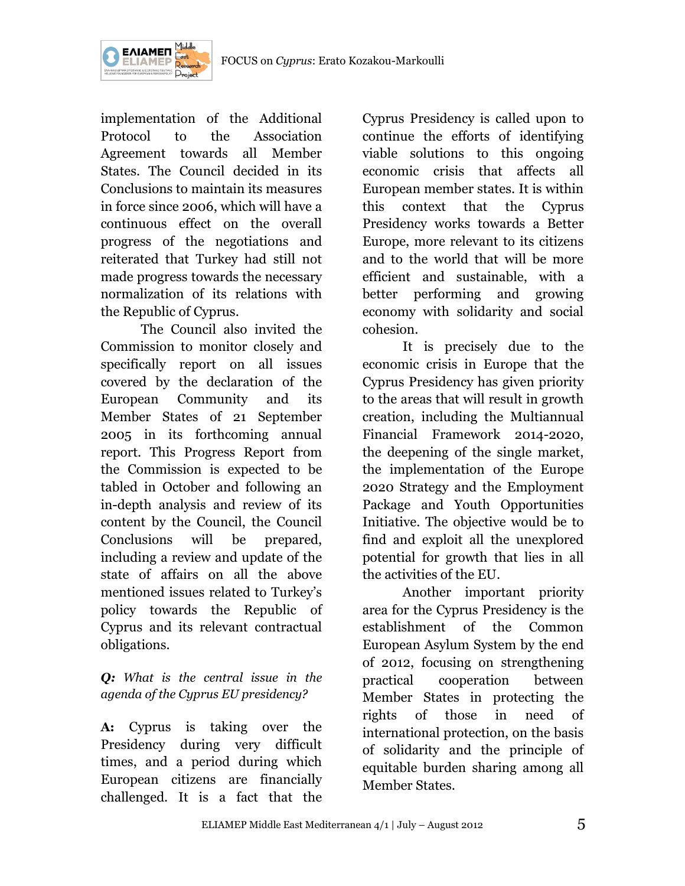implementation of the Additional Protocol to the Association Agreement towards all Member States. The Council decided in its Conclusions to maintain its measures in force since 2006, which will have a continuous effect on the overall progress of the negotiations and reiterated that Turkey had still not made progress towards the necessary normalization of its relations with the Republic of Cyprus.

The Council also invited the Commission to monitor closely and specifically report on all issues covered by the declaration of the European Community and its Member States of 21 September 2005 in its forthcoming annual report. This Progress Report from the Commission is expected to be tabled in October and following an in-depth analysis and review of its content by the Council, the Council Conclusions will be prepared, including a review and update of the state of affairs on all the above mentioned issues related to Turkey's policy towards the Republic of Cyprus and its relevant contractual obligations.

***Q:** What is the central issue in the agenda of the Cyprus EU presidency?*

**A:** Cyprus is taking over the Presidency during very difficult times, and a period during which European citizens are financially challenged. It is a fact that the Cyprus Presidency is called upon to continue the efforts of identifying viable solutions to this ongoing economic crisis that affects all European member states. It is within this context that the Cyprus Presidency works towards a Better Europe, more relevant to its citizens and to the world that will be more efficient and sustainable, with a better performing and growing economy with solidarity and social cohesion.

It is precisely due to the economic crisis in Europe that the Cyprus Presidency has given priority to the areas that will result in growth creation, including the Multiannual Financial Framework 2014-2020, the deepening of the single market, the implementation of the Europe 2020 Strategy and the Employment Package and Youth Opportunities Initiative. The objective would be to find and exploit all the unexplored potential for growth that lies in all the activities of the EU.

Another important priority area for the Cyprus Presidency is the establishment of the Common European Asylum System by the end of 2012, focusing on strengthening practical cooperation between Member States in protecting the rights of those in need of international protection, on the basis of solidarity and the principle of equitable burden sharing among all Member States.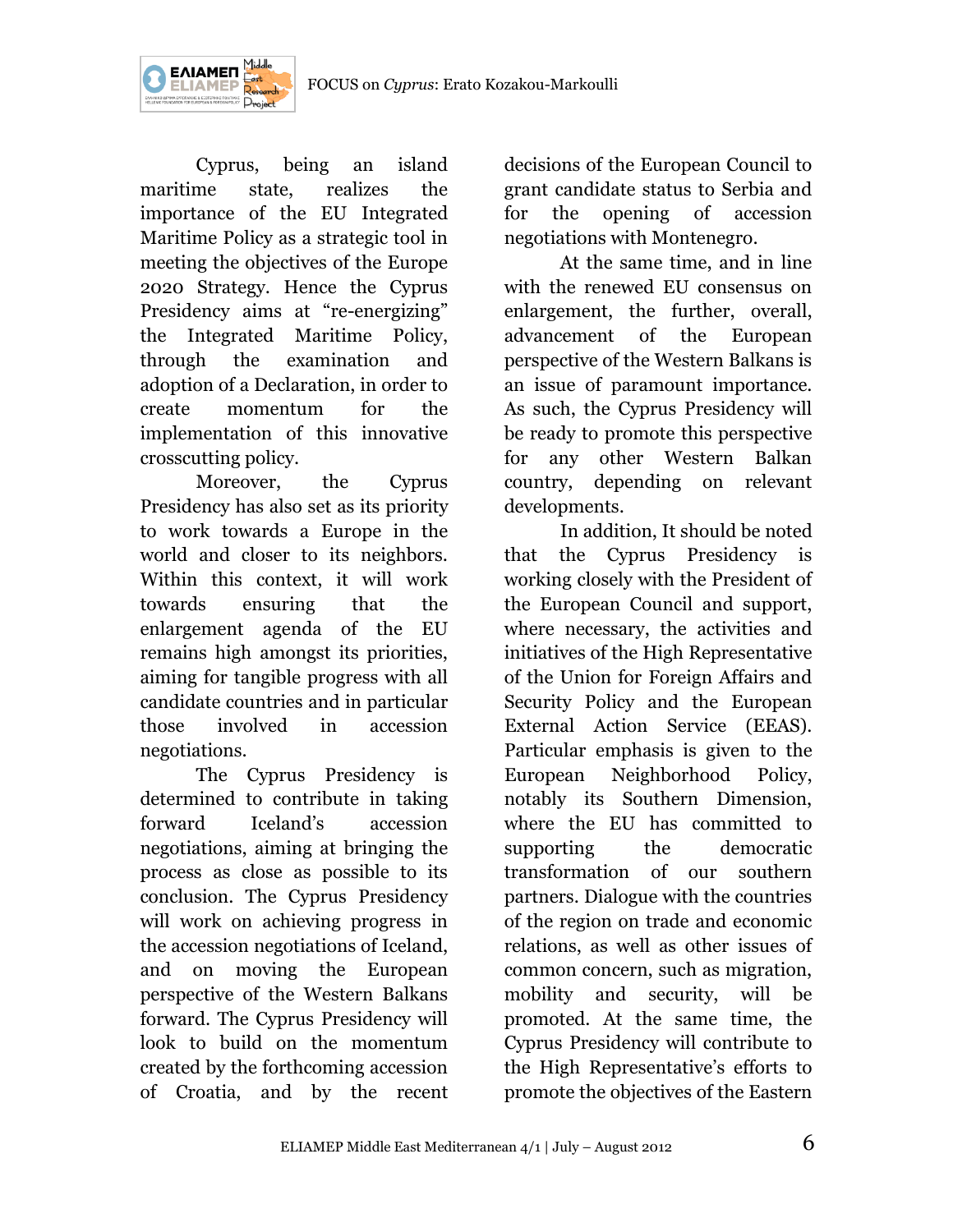Cyprus, being an island maritime state, realizes the importance of the EU Integrated Maritime Policy as a strategic tool in meeting the objectives of the Europe 2020 Strategy. Hence the Cyprus Presidency aims at "re-energizing" the Integrated Maritime Policy, through the examination and adoption of a Declaration, in order to create momentum for the implementation of this innovative crosscutting policy.

Moreover, the Cyprus Presidency has also set as its priority to work towards a Europe in the world and closer to its neighbors. Within this context, it will work towards ensuring that the enlargement agenda of the EU remains high amongst its priorities, aiming for tangible progress with all candidate countries and in particular those involved in accession negotiations.

The Cyprus Presidency is determined to contribute in taking forward Iceland's accession negotiations, aiming at bringing the process as close as possible to its conclusion. The Cyprus Presidency will work on achieving progress in the accession negotiations of Iceland, and on moving the European perspective of the Western Balkans forward. The Cyprus Presidency will look to build on the momentum created by the forthcoming accession of Croatia, and by the recent decisions of the European Council to grant candidate status to Serbia and for the opening of accession negotiations with Montenegro.

At the same time, and in line with the renewed EU consensus on enlargement, the further, overall, advancement of the European perspective of the Western Balkans is an issue of paramount importance. As such, the Cyprus Presidency will be ready to promote this perspective for any other Western Balkan country, depending on relevant developments.

In addition, It should be noted that the Cyprus Presidency is working closely with the President of the European Council and support, where necessary, the activities and initiatives of the High Representative of the Union for Foreign Affairs and Security Policy and the European External Action Service (EEAS). Particular emphasis is given to the European Neighborhood Policy, notably its Southern Dimension, where the EU has committed to supporting the democratic transformation of our southern partners. Dialogue with the countries of the region on trade and economic relations, as well as other issues of common concern, such as migration, mobility and security, will be promoted. At the same time, the Cyprus Presidency will contribute to the High Representative's efforts to promote the objectives of the Eastern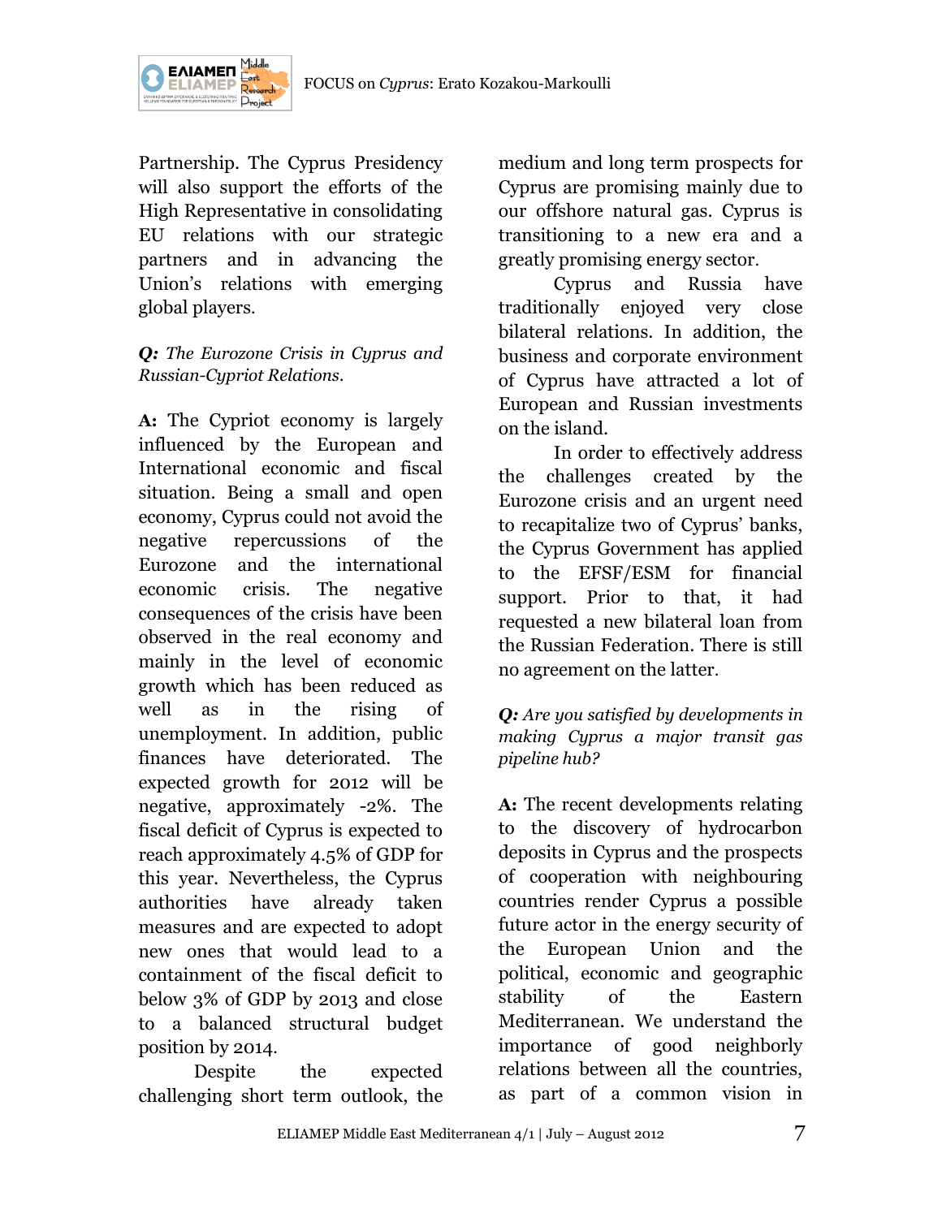Partnership. The Cyprus Presidency will also support the efforts of the High Representative in consolidating EU relations with our strategic partners and in advancing the Union's relations with emerging global players.

***Q:*** *The Eurozone Crisis in Cyprus and Russian-Cypriot Relations.*

**A:** The Cypriot economy is largely influenced by the European and International economic and fiscal situation. Being a small and open economy, Cyprus could not avoid the negative repercussions of the Eurozone and the international economic crisis. The negative consequences of the crisis have been observed in the real economy and mainly in the level of economic growth which has been reduced as well as in the rising of unemployment. In addition, public finances have deteriorated. The expected growth for 2012 will be negative, approximately -2%. The fiscal deficit of Cyprus is expected to reach approximately 4.5% of GDP for this year. Nevertheless, the Cyprus authorities have already taken measures and are expected to adopt new ones that would lead to a containment of the fiscal deficit to below 3% of GDP by 2013 and close to a balanced structural budget position by 2014.

Despite the expected challenging short term outlook, the medium and long term prospects for Cyprus are promising mainly due to our offshore natural gas. Cyprus is transitioning to a new era and a greatly promising energy sector.

Cyprus and Russia have traditionally enjoyed very close bilateral relations. In addition, the business and corporate environment of Cyprus have attracted a lot of European and Russian investments on the island.

In order to effectively address the challenges created by the Eurozone crisis and an urgent need to recapitalize two of Cyprus' banks, the Cyprus Government has applied to the EFSF/ESM for financial support. Prior to that, it had requested a new bilateral loan from the Russian Federation. There is still no agreement on the latter.

***Q:*** *Are you satisfied by developments in making Cyprus a major transit gas pipeline hub?*

**A:** The recent developments relating to the discovery of hydrocarbon deposits in Cyprus and the prospects of cooperation with neighbouring countries render Cyprus a possible future actor in the energy security of the European Union and the political, economic and geographic stability of the Eastern Mediterranean. We understand the importance of good neighborly relations between all the countries, as part of a common vision in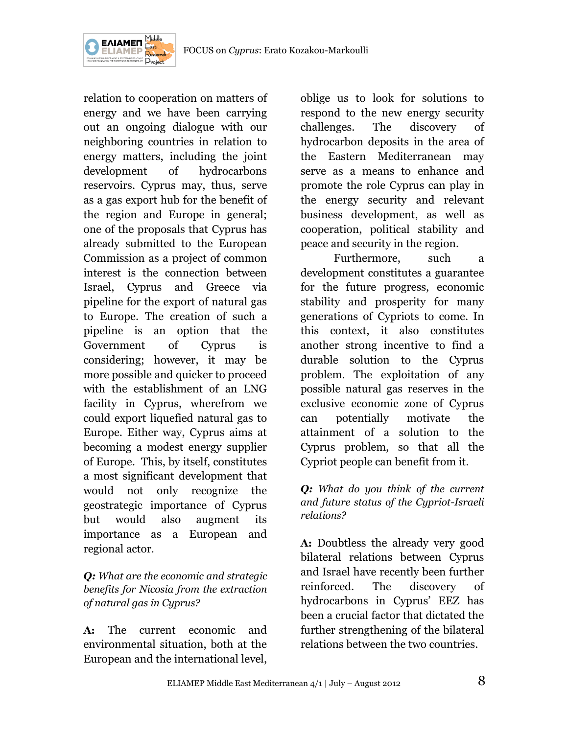relation to cooperation on matters of energy and we have been carrying out an ongoing dialogue with our neighboring countries in relation to energy matters, including the joint development of hydrocarbons reservoirs. Cyprus may, thus, serve as a gas export hub for the benefit of the region and Europe in general; one of the proposals that Cyprus has already submitted to the European Commission as a project of common interest is the connection between Israel, Cyprus and Greece via pipeline for the export of natural gas to Europe. The creation of such a pipeline is an option that the Government of Cyprus is considering; however, it may be more possible and quicker to proceed with the establishment of an LNG facility in Cyprus, wherefrom we could export liquefied natural gas to Europe. Either way, Cyprus aims at becoming a modest energy supplier of Europe. This, by itself, constitutes a most significant development that would not only recognize the geostrategic importance of Cyprus but would also augment its importance as a European and regional actor.

***Q:** What are the economic and strategic benefits for Nicosia from the extraction of natural gas in Cyprus?*

**A:** The current economic and environmental situation, both at the European and the international level, oblige us to look for solutions to respond to the new energy security challenges. The discovery of hydrocarbon deposits in the area of the Eastern Mediterranean may serve as a means to enhance and promote the role Cyprus can play in the energy security and relevant business development, as well as cooperation, political stability and peace and security in the region.

Furthermore, such a development constitutes a guarantee for the future progress, economic stability and prosperity for many generations of Cypriots to come. In this context, it also constitutes another strong incentive to find a durable solution to the Cyprus problem. The exploitation of any possible natural gas reserves in the exclusive economic zone of Cyprus can potentially motivate the attainment of a solution to the Cyprus problem, so that all the Cypriot people can benefit from it.

***Q:** What do you think of the current and future status of the Cypriot-Israeli relations?*

**A:** Doubtless the already very good bilateral relations between Cyprus and Israel have recently been further reinforced. The discovery of hydrocarbons in Cyprus' EEZ has been a crucial factor that dictated the further strengthening of the bilateral relations between the two countries.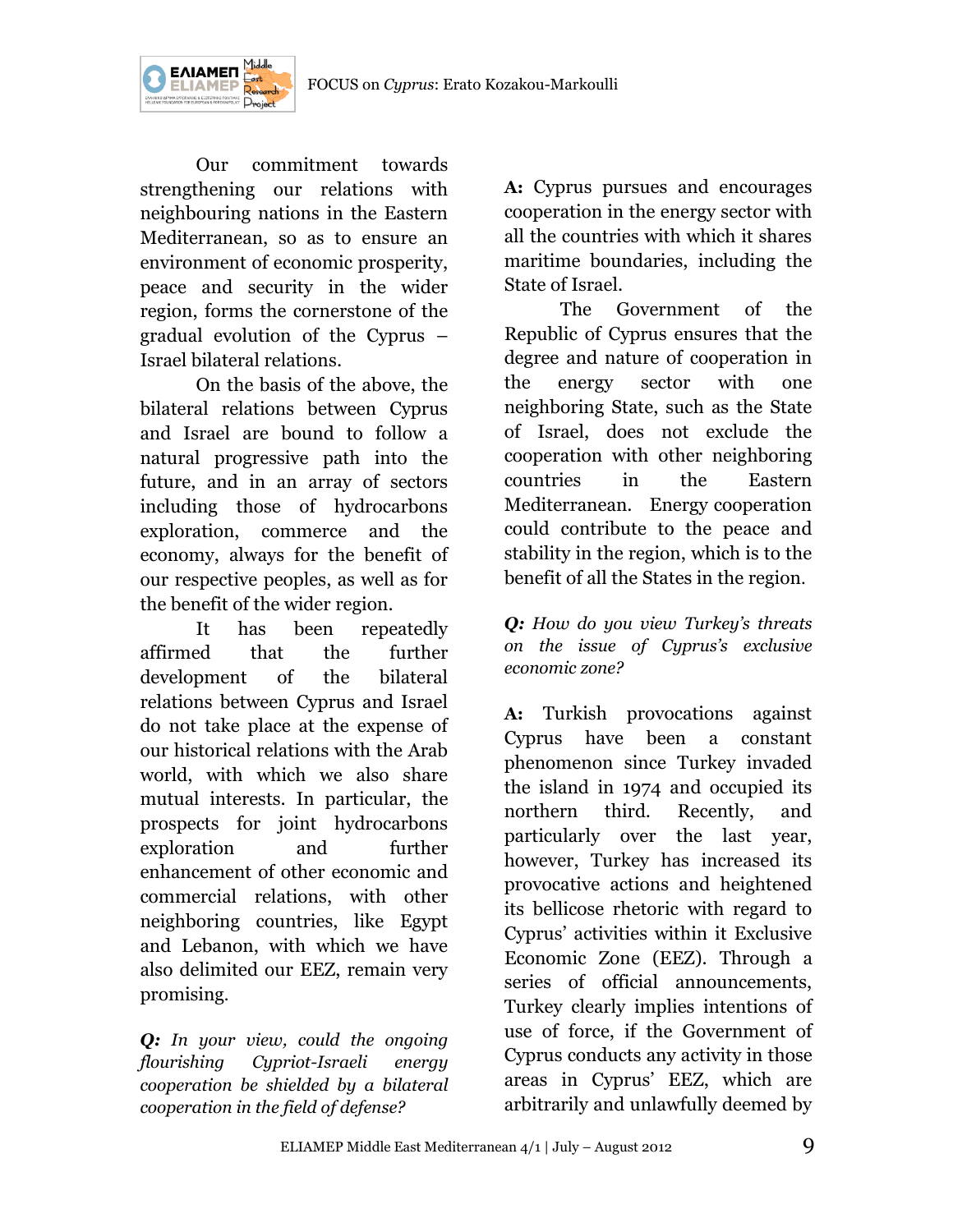Our commitment towards strengthening our relations with neighbouring nations in the Eastern Mediterranean, so as to ensure an environment of economic prosperity, peace and security in the wider region, forms the cornerstone of the gradual evolution of the Cyprus – Israel bilateral relations.

On the basis of the above, the bilateral relations between Cyprus and Israel are bound to follow a natural progressive path into the future, and in an array of sectors including those of hydrocarbons exploration, commerce and the economy, always for the benefit of our respective peoples, as well as for the benefit of the wider region.

It has been repeatedly affirmed that the further development of the bilateral relations between Cyprus and Israel do not take place at the expense of our historical relations with the Arab world, with which we also share mutual interests. In particular, the prospects for joint hydrocarbons exploration and further enhancement of other economic and commercial relations, with other neighboring countries, like Egypt and Lebanon, with which we have also delimited our EEZ, remain very promising.

***Q:*** *In your view, could the ongoing flourishing Cypriot-Israeli energy cooperation be shielded by a bilateral cooperation in the field of defense?*

**A:** Cyprus pursues and encourages cooperation in the energy sector with all the countries with which it shares maritime boundaries, including the State of Israel.

The Government of the Republic of Cyprus ensures that the degree and nature of cooperation in the energy sector with one neighboring State, such as the State of Israel, does not exclude the cooperation with other neighboring countries in the Eastern Mediterranean. Energy cooperation could contribute to the peace and stability in the region, which is to the benefit of all the States in the region.

***Q:*** *How do you view Turkey's threats on the issue of Cyprus's exclusive economic zone?*

**A:** Turkish provocations against Cyprus have been a constant phenomenon since Turkey invaded the island in 1974 and occupied its northern third. Recently, and particularly over the last year, however, Turkey has increased its provocative actions and heightened its bellicose rhetoric with regard to Cyprus' activities within it Exclusive Economic Zone (EEZ). Through a series of official announcements, Turkey clearly implies intentions of use of force, if the Government of Cyprus conducts any activity in those areas in Cyprus' EEZ, which are arbitrarily and unlawfully deemed by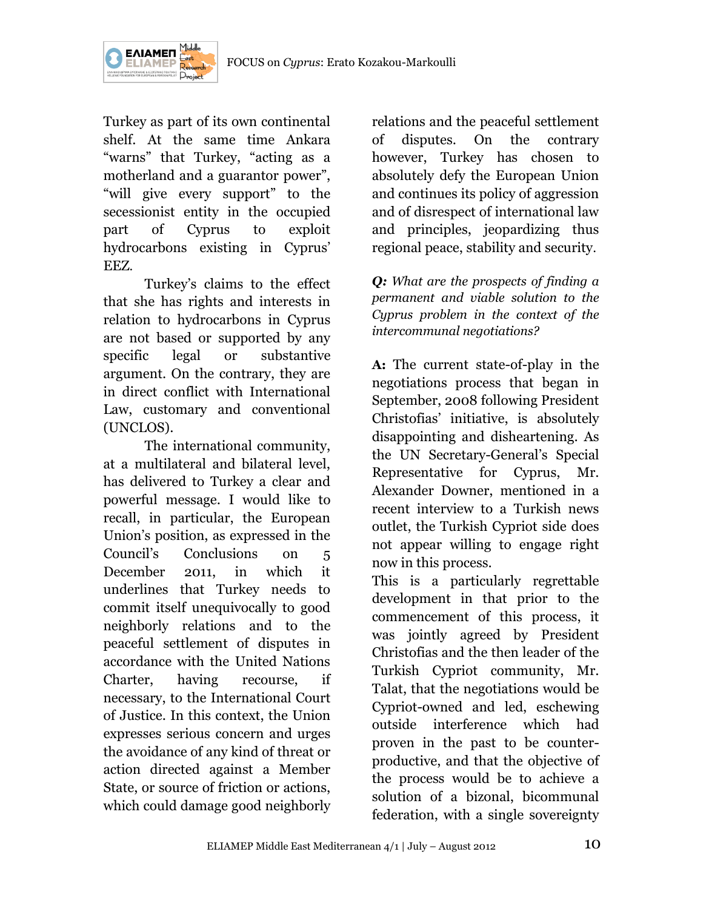Turkey as part of its own continental shelf. At the same time Ankara "warns" that Turkey, "acting as a motherland and a guarantor power", "will give every support" to the secessionist entity in the occupied part of Cyprus to exploit hydrocarbons existing in Cyprus' EEZ.

Turkey's claims to the effect that she has rights and interests in relation to hydrocarbons in Cyprus are not based or supported by any specific legal or substantive argument. On the contrary, they are in direct conflict with International Law, customary and conventional (UNCLOS).

The international community, at a multilateral and bilateral level, has delivered to Turkey a clear and powerful message. I would like to recall, in particular, the European Union's position, as expressed in the Council's Conclusions on 5 December 2011, in which it underlines that Turkey needs to commit itself unequivocally to good neighborly relations and to the peaceful settlement of disputes in accordance with the United Nations Charter, having recourse, if necessary, to the International Court of Justice. In this context, the Union expresses serious concern and urges the avoidance of any kind of threat or action directed against a Member State, or source of friction or actions, which could damage good neighborly relations and the peaceful settlement of disputes. On the contrary however, Turkey has chosen to absolutely defy the European Union and continues its policy of aggression and of disrespect of international law and principles, jeopardizing thus regional peace, stability and security.

***Q:*** *What are the prospects of finding a permanent and viable solution to the Cyprus problem in the context of the intercommunal negotiations?*

**A:** The current state-of-play in the negotiations process that began in September, 2008 following President Christofias' initiative, is absolutely disappointing and disheartening. As the UN Secretary-General's Special Representative for Cyprus, Mr. Alexander Downer, mentioned in a recent interview to a Turkish news outlet, the Turkish Cypriot side does not appear willing to engage right now in this process.

This is a particularly regrettable development in that prior to the commencement of this process, it was jointly agreed by President Christofias and the then leader of the Turkish Cypriot community, Mr. Talat, that the negotiations would be Cypriot-owned and led, eschewing outside interference which had proven in the past to be counter-productive, and that the objective of the process would be to achieve a solution of a bizonal, bicommunal federation, with a single sovereignty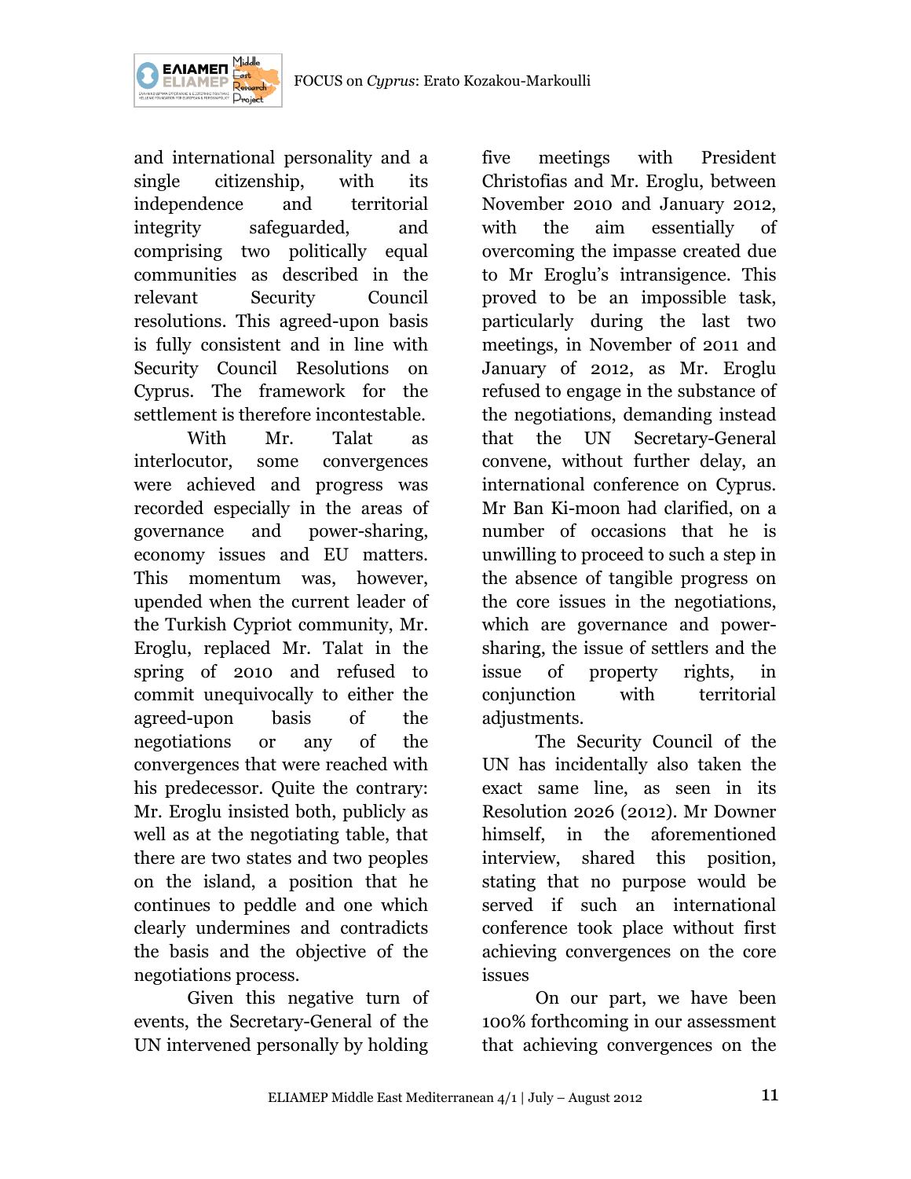and international personality and a single citizenship, with its independence and territorial integrity safeguarded, and comprising two politically equal communities as described in the relevant Security Council resolutions. This agreed-upon basis is fully consistent and in line with Security Council Resolutions on Cyprus. The framework for the settlement is therefore incontestable.

With Mr. Talat as interlocutor, some convergences were achieved and progress was recorded especially in the areas of governance and power-sharing, economy issues and EU matters. This momentum was, however, upended when the current leader of the Turkish Cypriot community, Mr. Eroglu, replaced Mr. Talat in the spring of 2010 and refused to commit unequivocally to either the agreed-upon basis of the negotiations or any of the convergences that were reached with his predecessor. Quite the contrary: Mr. Eroglu insisted both, publicly as well as at the negotiating table, that there are two states and two peoples on the island, a position that he continues to peddle and one which clearly undermines and contradicts the basis and the objective of the negotiations process.

Given this negative turn of events, the Secretary-General of the UN intervened personally by holding five meetings with President Christofias and Mr. Eroglu, between November 2010 and January 2012, with the aim essentially of overcoming the impasse created due to Mr Eroglu's intransigence. This proved to be an impossible task, particularly during the last two meetings, in November of 2011 and January of 2012, as Mr. Eroglu refused to engage in the substance of the negotiations, demanding instead that the UN Secretary-General convene, without further delay, an international conference on Cyprus. Mr Ban Ki-moon had clarified, on a number of occasions that he is unwilling to proceed to such a step in the absence of tangible progress on the core issues in the negotiations, which are governance and power-sharing, the issue of settlers and the issue of property rights, in conjunction with territorial adjustments.

The Security Council of the UN has incidentally also taken the exact same line, as seen in its Resolution 2026 (2012). Mr Downer himself, in the aforementioned interview, shared this position, stating that no purpose would be served if such an international conference took place without first achieving convergences on the core issues

On our part, we have been 100% forthcoming in our assessment that achieving convergences on the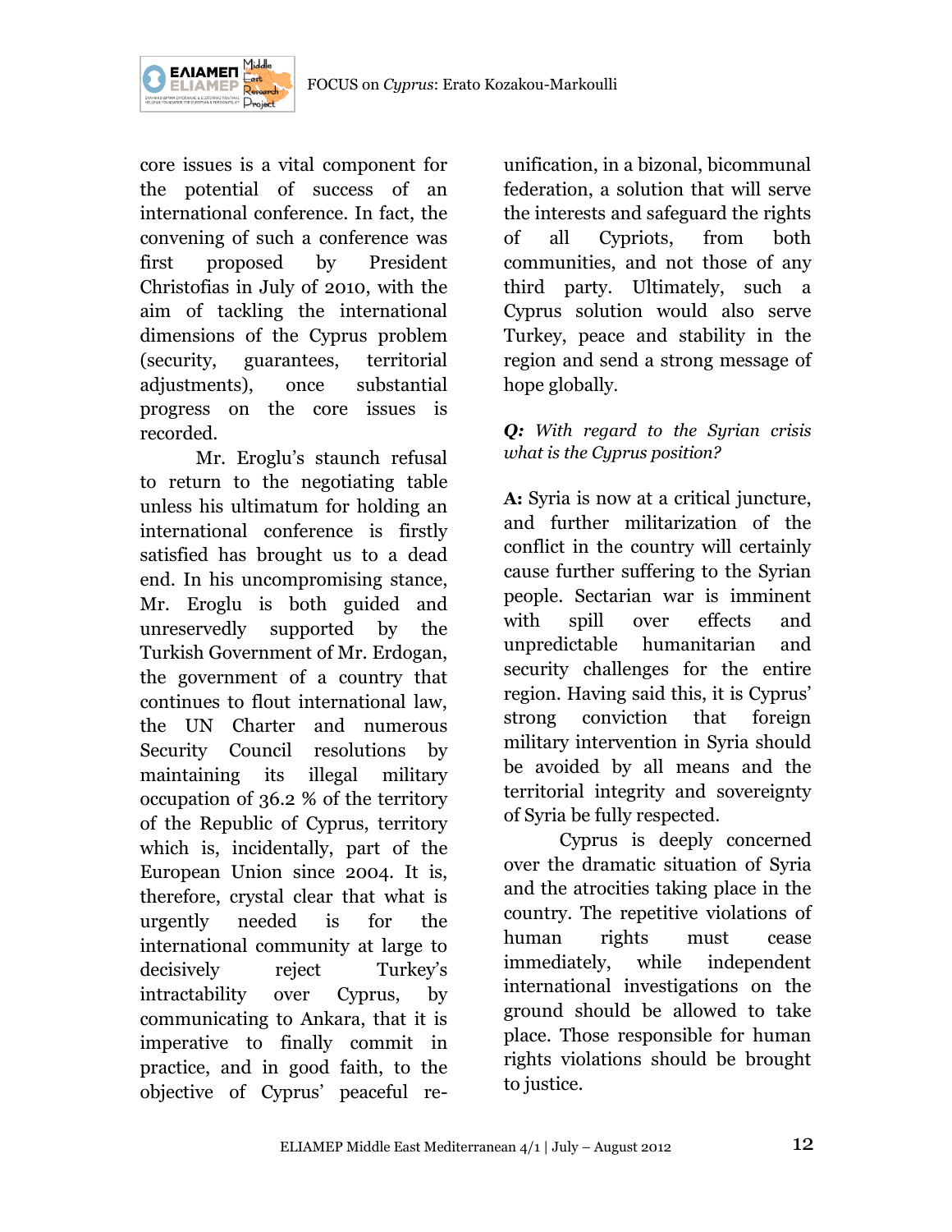core issues is a vital component for the potential of success of an international conference. In fact, the convening of such a conference was first proposed by President Christofias in July of 2010, with the aim of tackling the international dimensions of the Cyprus problem (security, guarantees, territorial adjustments), once substantial progress on the core issues is recorded.

Mr. Eroglu's staunch refusal to return to the negotiating table unless his ultimatum for holding an international conference is firstly satisfied has brought us to a dead end. In his uncompromising stance, Mr. Eroglu is both guided and unreservedly supported by the Turkish Government of Mr. Erdogan, the government of a country that continues to flout international law, the UN Charter and numerous Security Council resolutions by maintaining its illegal military occupation of 36.2 % of the territory of the Republic of Cyprus, territory which is, incidentally, part of the European Union since 2004. It is, therefore, crystal clear that what is urgently needed is for the international community at large to decisively reject Turkey's intractability over Cyprus, by communicating to Ankara, that it is imperative to finally commit in practice, and in good faith, to the objective of Cyprus' peaceful re-unification, in a bizonal, bicommunal federation, a solution that will serve the interests and safeguard the rights of all Cypriots, from both communities, and not those of any third party. Ultimately, such a Cyprus solution would also serve Turkey, peace and stability in the region and send a strong message of hope globally.

***Q:** With regard to the Syrian crisis what is the Cyprus position?*

**A:** Syria is now at a critical juncture, and further militarization of the conflict in the country will certainly cause further suffering to the Syrian people. Sectarian war is imminent with spill over effects and unpredictable humanitarian and security challenges for the entire region. Having said this, it is Cyprus' strong conviction that foreign military intervention in Syria should be avoided by all means and the territorial integrity and sovereignty of Syria be fully respected.

Cyprus is deeply concerned over the dramatic situation of Syria and the atrocities taking place in the country. The repetitive violations of human rights must cease immediately, while independent international investigations on the ground should be allowed to take place. Those responsible for human rights violations should be brought to justice.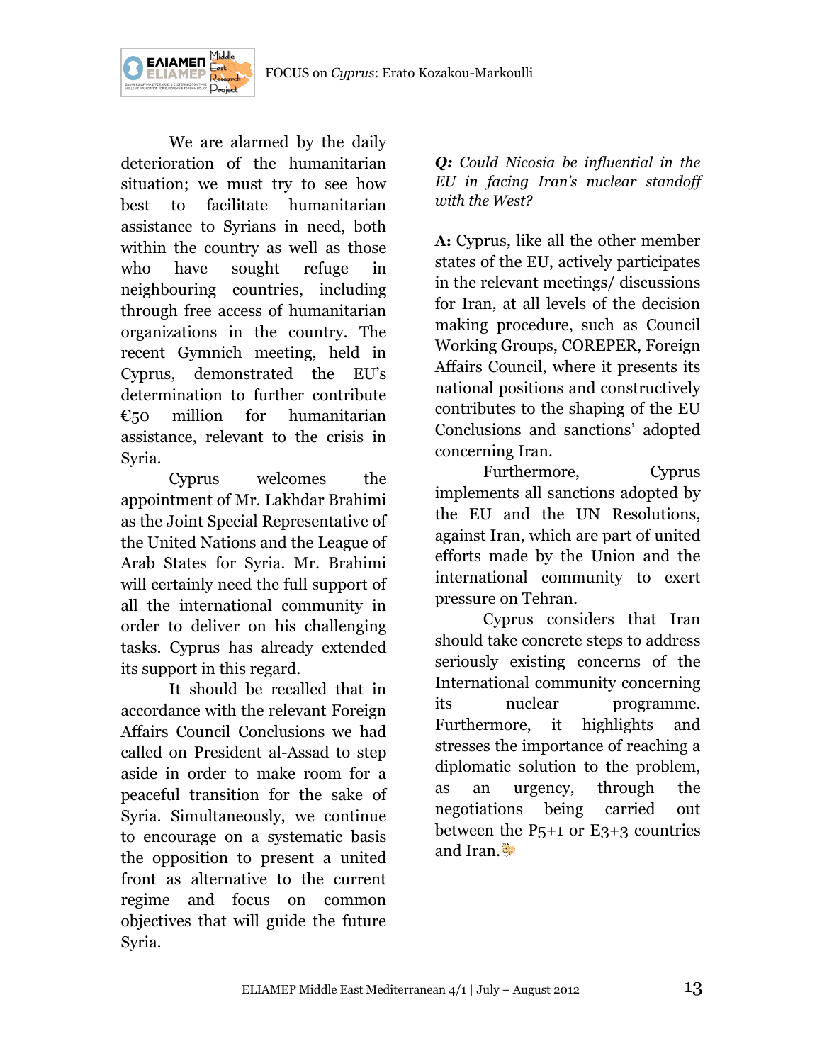We are alarmed by the daily deterioration of the humanitarian situation; we must try to see how best to facilitate humanitarian assistance to Syrians in need, both within the country as well as those who have sought refuge in neighbouring countries, including through free access of humanitarian organizations in the country. The recent Gymnich meeting, held in Cyprus, demonstrated the EU's determination to further contribute €50 million for humanitarian assistance, relevant to the crisis in Syria.

Cyprus welcomes the appointment of Mr. Lakhdar Brahimi as the Joint Special Representative of the United Nations and the League of Arab States for Syria. Mr. Brahimi will certainly need the full support of all the international community in order to deliver on his challenging tasks. Cyprus has already extended its support in this regard.

It should be recalled that in accordance with the relevant Foreign Affairs Council Conclusions we had called on President al-Assad to step aside in order to make room for a peaceful transition for the sake of Syria. Simultaneously, we continue to encourage on a systematic basis the opposition to present a united front as alternative to the current regime and focus on common objectives that will guide the future Syria.

***Q:** Could Nicosia be influential in the EU in facing Iran's nuclear standoff with the West?*

**A:** Cyprus, like all the other member states of the EU, actively participates in the relevant meetings/ discussions for Iran, at all levels of the decision making procedure, such as Council Working Groups, COREPER, Foreign Affairs Council, where it presents its national positions and constructively contributes to the shaping of the EU Conclusions and sanctions' adopted concerning Iran.

Furthermore, Cyprus implements all sanctions adopted by the EU and the UN Resolutions, against Iran, which are part of united efforts made by the Union and the international community to exert pressure on Tehran.

Cyprus considers that Iran should take concrete steps to address seriously existing concerns of the International community concerning its nuclear programme. Furthermore, it highlights and stresses the importance of reaching a diplomatic solution to the problem, as an urgency, through the negotiations being carried out between the P5+1 or E3+3 countries and Iran.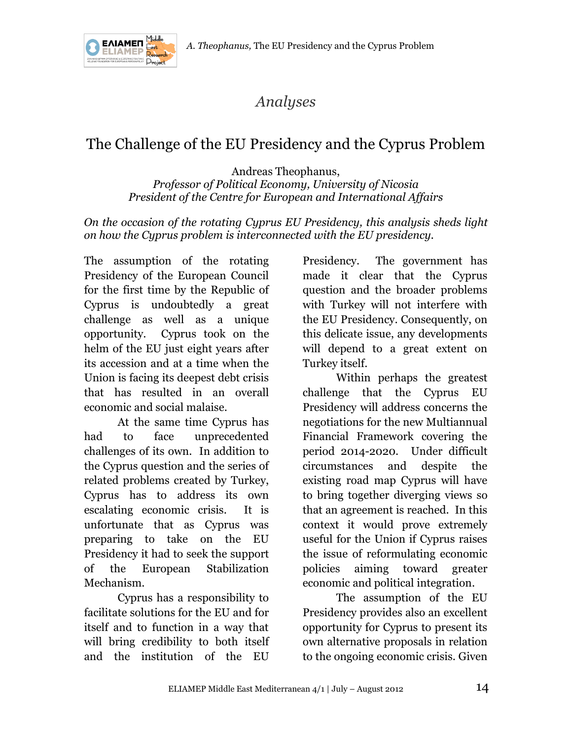*Analyses*

# The Challenge of the EU Presidency and the Cyprus Problem

Andreas Theophanus,
*Professor of Political Economy, University of Nicosia*
*President of the Centre for European and International Affairs*

*On the occasion of the rotating Cyprus EU Presidency, this analysis sheds light on how the Cyprus problem is interconnected with the EU presidency.*

The assumption of the rotating Presidency of the European Council for the first time by the Republic of Cyprus is undoubtedly a great challenge as well as a unique opportunity. Cyprus took on the helm of the EU just eight years after its accession and at a time when the Union is facing its deepest debt crisis that has resulted in an overall economic and social malaise.

At the same time Cyprus has had to face unprecedented challenges of its own. In addition to the Cyprus question and the series of related problems created by Turkey, Cyprus has to address its own escalating economic crisis. It is unfortunate that as Cyprus was preparing to take on the EU Presidency it had to seek the support of the European Stabilization Mechanism.

Cyprus has a responsibility to facilitate solutions for the EU and for itself and to function in a way that will bring credibility to both itself and the institution of the EU Presidency. The government has made it clear that the Cyprus question and the broader problems with Turkey will not interfere with the EU Presidency. Consequently, on this delicate issue, any developments will depend to a great extent on Turkey itself.

Within perhaps the greatest challenge that the Cyprus EU Presidency will address concerns the negotiations for the new Multiannual Financial Framework covering the period 2014-2020. Under difficult circumstances and despite the existing road map Cyprus will have to bring together diverging views so that an agreement is reached. In this context it would prove extremely useful for the Union if Cyprus raises the issue of reformulating economic policies aiming toward greater economic and political integration.

The assumption of the EU Presidency provides also an excellent opportunity for Cyprus to present its own alternative proposals in relation to the ongoing economic crisis. Given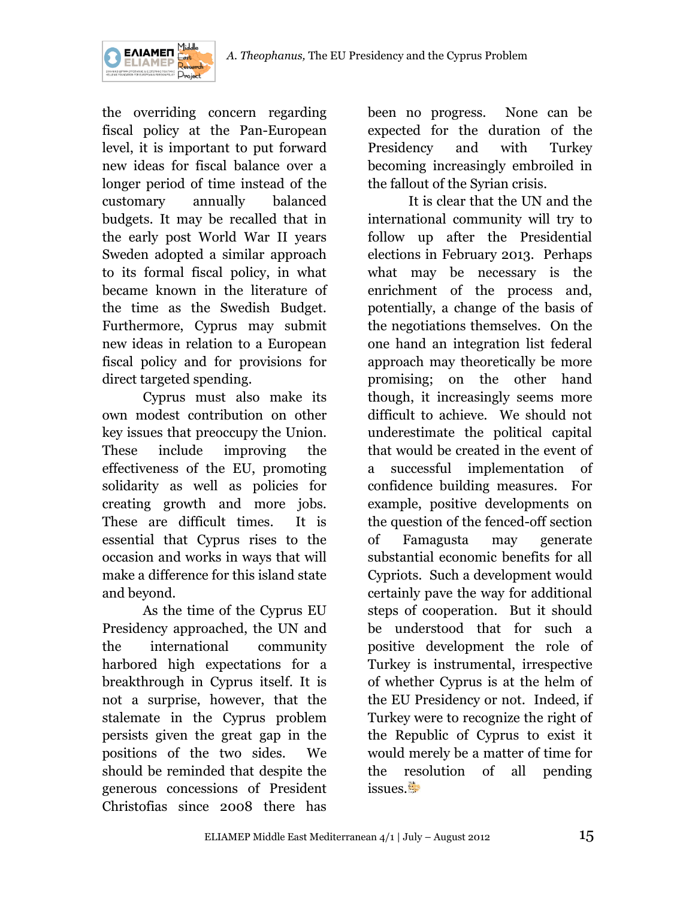the overriding concern regarding fiscal policy at the Pan-European level, it is important to put forward new ideas for fiscal balance over a longer period of time instead of the customary annually balanced budgets. It may be recalled that in the early post World War II years Sweden adopted a similar approach to its formal fiscal policy, in what became known in the literature of the time as the Swedish Budget. Furthermore, Cyprus may submit new ideas in relation to a European fiscal policy and for provisions for direct targeted spending.

Cyprus must also make its own modest contribution on other key issues that preoccupy the Union. These include improving the effectiveness of the EU, promoting solidarity as well as policies for creating growth and more jobs. These are difficult times. It is essential that Cyprus rises to the occasion and works in ways that will make a difference for this island state and beyond.

As the time of the Cyprus EU Presidency approached, the UN and the international community harbored high expectations for a breakthrough in Cyprus itself. It is not a surprise, however, that the stalemate in the Cyprus problem persists given the great gap in the positions of the two sides. We should be reminded that despite the generous concessions of President Christofias since 2008 there has been no progress. None can be expected for the duration of the Presidency and with Turkey becoming increasingly embroiled in the fallout of the Syrian crisis.

It is clear that the UN and the international community will try to follow up after the Presidential elections in February 2013. Perhaps what may be necessary is the enrichment of the process and, potentially, a change of the basis of the negotiations themselves. On the one hand an integration list federal approach may theoretically be more promising; on the other hand though, it increasingly seems more difficult to achieve. We should not underestimate the political capital that would be created in the event of a successful implementation of confidence building measures. For example, positive developments on the question of the fenced-off section of Famagusta may generate substantial economic benefits for all Cypriots. Such a development would certainly pave the way for additional steps of cooperation. But it should be understood that for such a positive development the role of Turkey is instrumental, irrespective of whether Cyprus is at the helm of the EU Presidency or not. Indeed, if Turkey were to recognize the right of the Republic of Cyprus to exist it would merely be a matter of time for the resolution of all pending issues.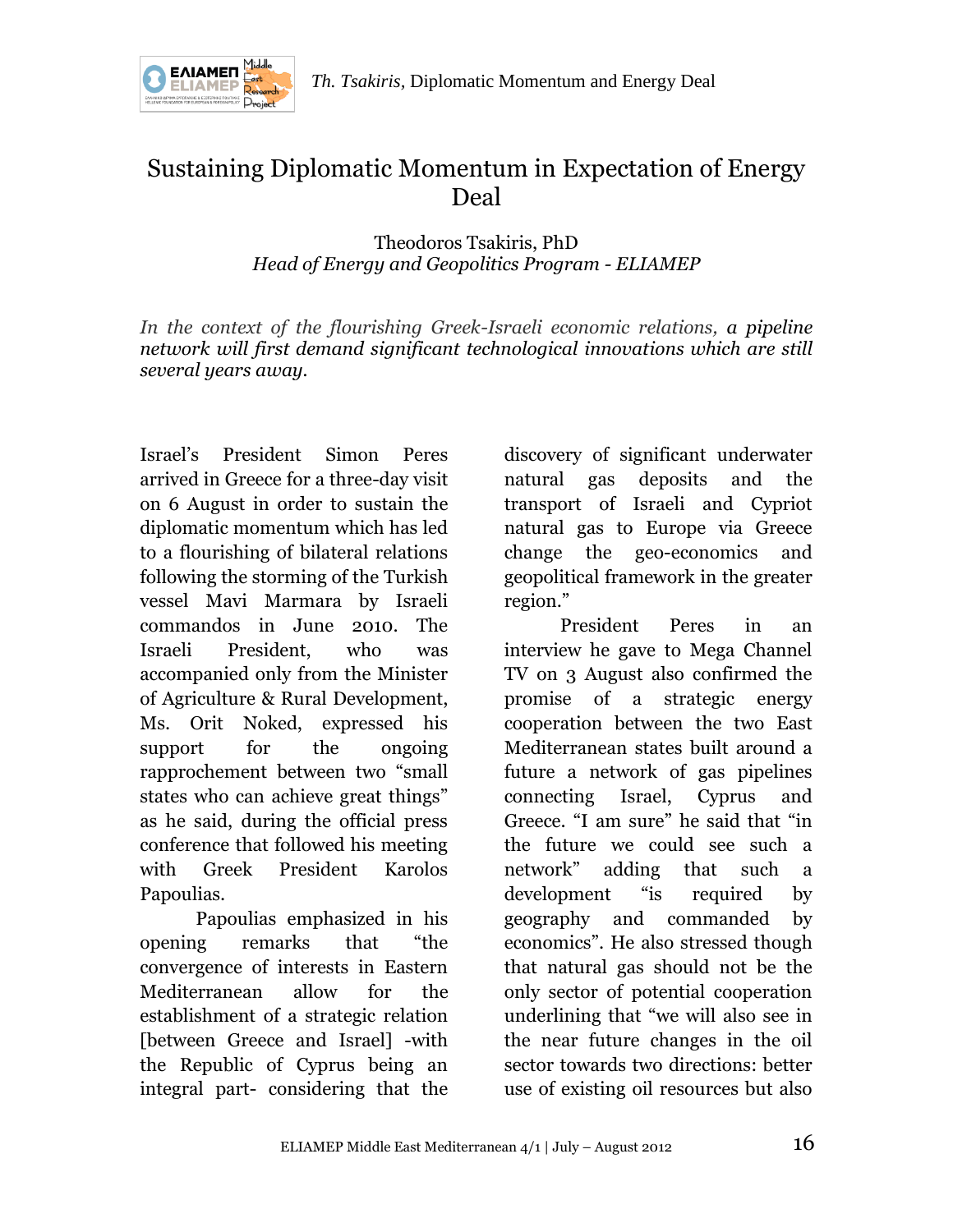# Sustaining Diplomatic Momentum in Expectation of Energy Deal

Theodoros Tsakiris, PhD
*Head of Energy and Geopolitics Program - ELIAMEP*

*In the context of the flourishing Greek-Israeli economic relations, a pipeline network will first demand significant technological innovations which are still several years away.*

Israel's President Simon Peres arrived in Greece for a three-day visit on 6 August in order to sustain the diplomatic momentum which has led to a flourishing of bilateral relations following the storming of the Turkish vessel Mavi Marmara by Israeli commandos in June 2010. The Israeli President, who was accompanied only from the Minister of Agriculture & Rural Development, Ms. Orit Noked, expressed his support for the ongoing rapprochement between two "small states who can achieve great things" as he said, during the official press conference that followed his meeting with Greek President Karolos Papoulias.

Papoulias emphasized in his opening remarks that "the convergence of interests in Eastern Mediterranean allow for the establishment of a strategic relation [between Greece and Israel] -with the Republic of Cyprus being an integral part- considering that the discovery of significant underwater natural gas deposits and the transport of Israeli and Cypriot natural gas to Europe via Greece change the geo-economics and geopolitical framework in the greater region."

President Peres in an interview he gave to Mega Channel TV on 3 August also confirmed the promise of a strategic energy cooperation between the two East Mediterranean states built around a future a network of gas pipelines connecting Israel, Cyprus and Greece. "I am sure" he said that "in the future we could see such a network" adding that such a development "is required by geography and commanded by economics". He also stressed though that natural gas should not be the only sector of potential cooperation underlining that "we will also see in the near future changes in the oil sector towards two directions: better use of existing oil resources but also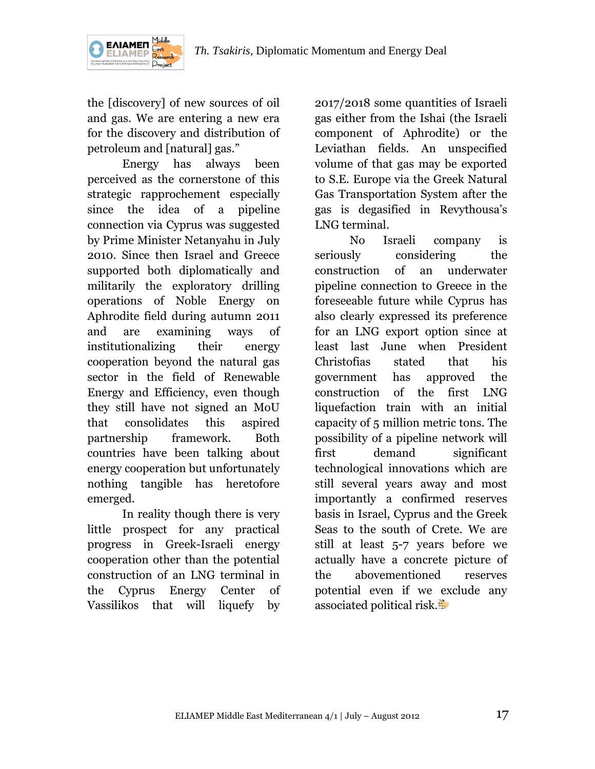the [discovery] of new sources of oil and gas. We are entering a new era for the discovery and distribution of petroleum and [natural] gas."

Energy has always been perceived as the cornerstone of this strategic rapprochement especially since the idea of a pipeline connection via Cyprus was suggested by Prime Minister Netanyahu in July 2010. Since then Israel and Greece supported both diplomatically and militarily the exploratory drilling operations of Noble Energy on Aphrodite field during autumn 2011 and are examining ways of institutionalizing their energy cooperation beyond the natural gas sector in the field of Renewable Energy and Efficiency, even though they still have not signed an MoU that consolidates this aspired partnership framework. Both countries have been talking about energy cooperation but unfortunately nothing tangible has heretofore emerged.

In reality though there is very little prospect for any practical progress in Greek-Israeli energy cooperation other than the potential construction of an LNG terminal in the Cyprus Energy Center of Vassilikos that will liquefy by 2017/2018 some quantities of Israeli gas either from the Ishai (the Israeli component of Aphrodite) or the Leviathan fields. An unspecified volume of that gas may be exported to S.E. Europe via the Greek Natural Gas Transportation System after the gas is degasified in Revythousa's LNG terminal.

No Israeli company is seriously considering the construction of an underwater pipeline connection to Greece in the foreseeable future while Cyprus has also clearly expressed its preference for an LNG export option since at least last June when President Christofias stated that his government has approved the construction of the first LNG liquefaction train with an initial capacity of 5 million metric tons. The possibility of a pipeline network will first demand significant technological innovations which are still several years away and most importantly a confirmed reserves basis in Israel, Cyprus and the Greek Seas to the south of Crete. We are still at least 5-7 years before we actually have a concrete picture of the abovementioned reserves potential even if we exclude any associated political risk.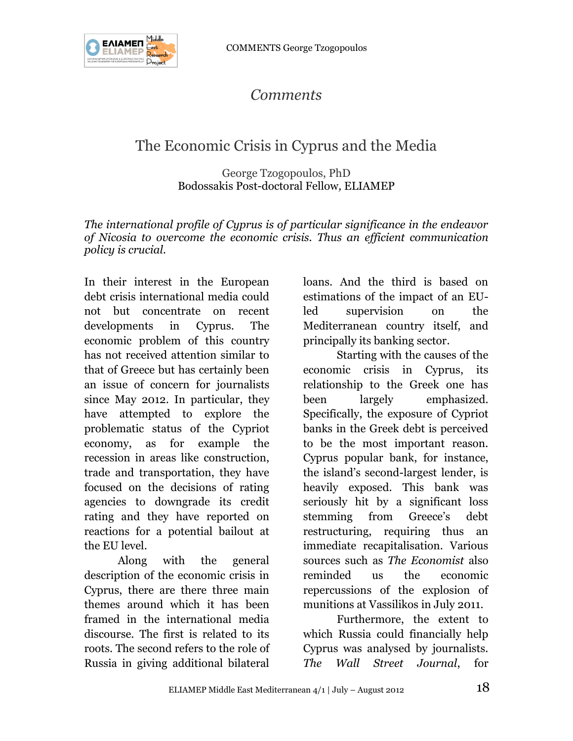*Comments*

# The Economic Crisis in Cyprus and the Media

George Tzogopoulos, PhD
Bodossakis Post-doctoral Fellow, ELIAMEP

*The international profile of Cyprus is of particular significance in the endeavor of Nicosia to overcome the economic crisis. Thus an efficient communication policy is crucial.*

In their interest in the European debt crisis international media could not but concentrate on recent developments in Cyprus. The economic problem of this country has not received attention similar to that of Greece but has certainly been an issue of concern for journalists since May 2012. In particular, they have attempted to explore the problematic status of the Cypriot economy, as for example the recession in areas like construction, trade and transportation, they have focused on the decisions of rating agencies to downgrade its credit rating and they have reported on reactions for a potential bailout at the EU level.

Along with the general description of the economic crisis in Cyprus, there are there three main themes around which it has been framed in the international media discourse. The first is related to its roots. The second refers to the role of Russia in giving additional bilateral loans. And the third is based on estimations of the impact of an EU-led supervision on the Mediterranean country itself, and principally its banking sector.

Starting with the causes of the economic crisis in Cyprus, its relationship to the Greek one has been largely emphasized. Specifically, the exposure of Cypriot banks in the Greek debt is perceived to be the most important reason. Cyprus popular bank, for instance, the island's second-largest lender, is heavily exposed. This bank was seriously hit by a significant loss stemming from Greece's debt restructuring, requiring thus an immediate recapitalisation. Various sources such as *The Economist* also reminded us the economic repercussions of the explosion of munitions at Vassilikos in July 2011.

Furthermore, the extent to which Russia could financially help Cyprus was analysed by journalists. *The Wall Street Journal*, for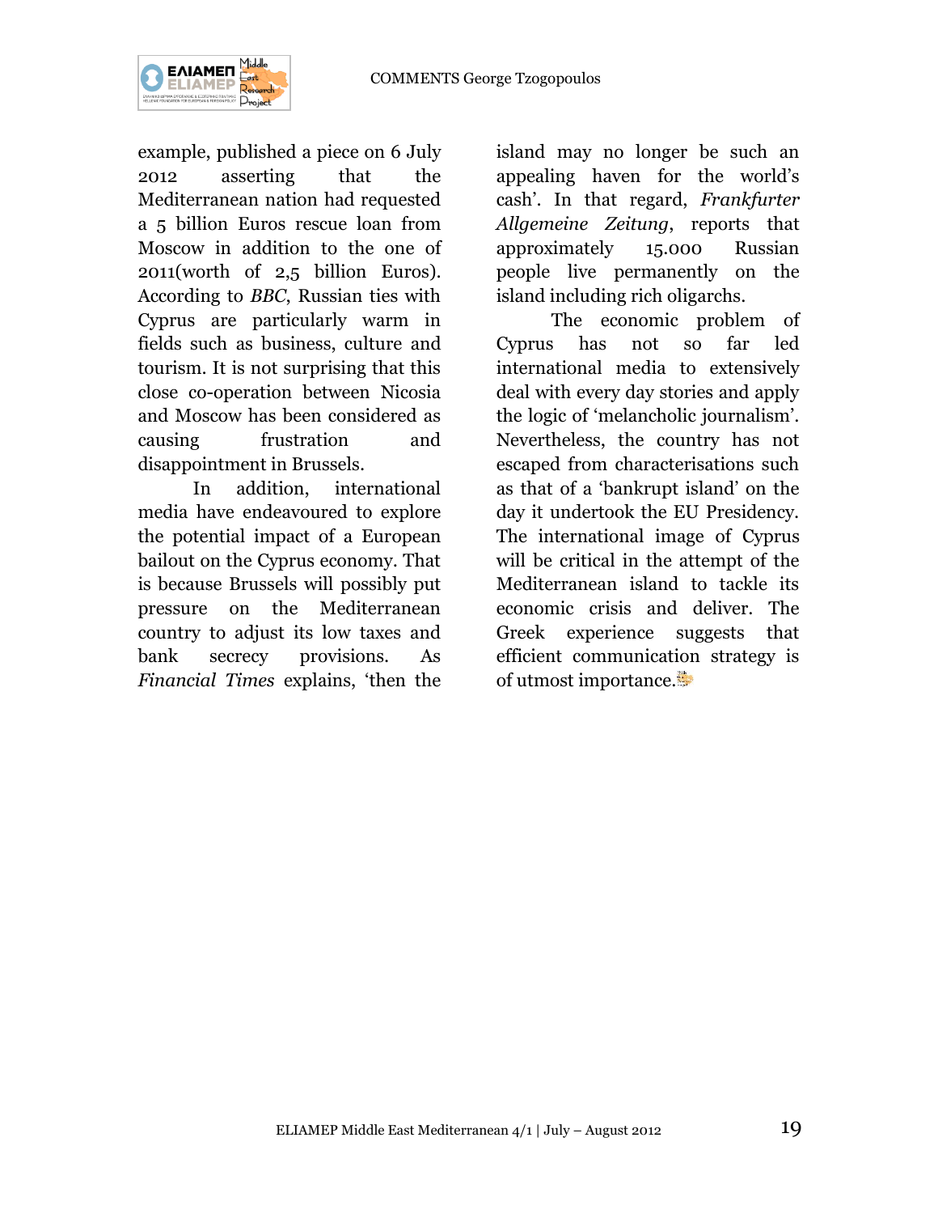example, published a piece on 6 July 2012 asserting that the Mediterranean nation had requested a 5 billion Euros rescue loan from Moscow in addition to the one of 2011(worth of 2,5 billion Euros). According to *BBC*, Russian ties with Cyprus are particularly warm in fields such as business, culture and tourism. It is not surprising that this close co-operation between Nicosia and Moscow has been considered as causing frustration and disappointment in Brussels.

In addition, international media have endeavoured to explore the potential impact of a European bailout on the Cyprus economy. That is because Brussels will possibly put pressure on the Mediterranean country to adjust its low taxes and bank secrecy provisions. As *Financial Times* explains, 'then the island may no longer be such an appealing haven for the world's cash'. In that regard, *Frankfurter Allgemeine Zeitung*, reports that approximately 15.000 Russian people live permanently on the island including rich oligarchs.

The economic problem of Cyprus has not so far led international media to extensively deal with every day stories and apply the logic of 'melancholic journalism'. Nevertheless, the country has not escaped from characterisations such as that of a 'bankrupt island' on the day it undertook the EU Presidency. The international image of Cyprus will be critical in the attempt of the Mediterranean island to tackle its economic crisis and deliver. The Greek experience suggests that efficient communication strategy is of utmost importance.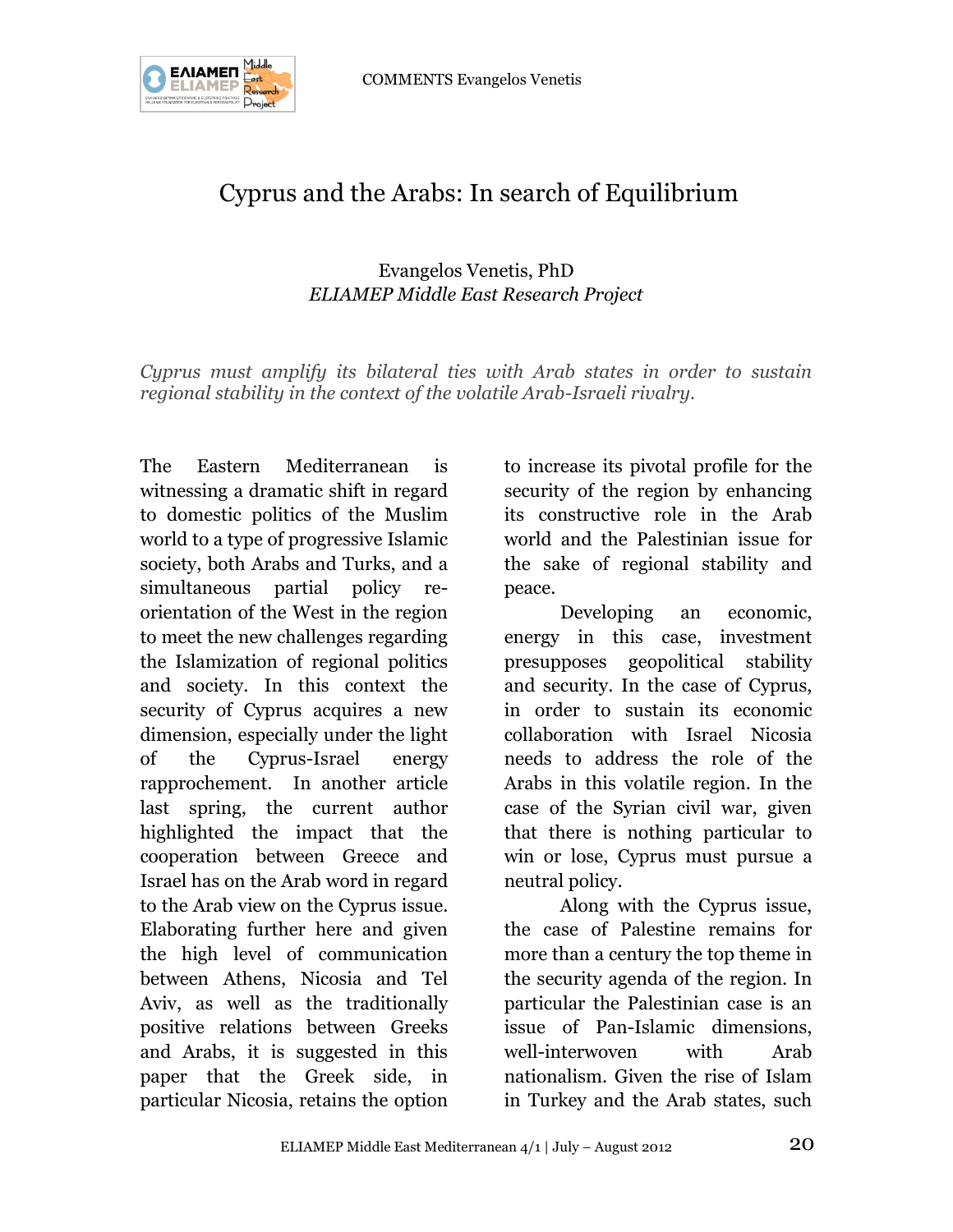# Cyprus and the Arabs: In search of Equilibrium

Evangelos Venetis, PhD
*ELIAMEP Middle East Research Project*

*Cyprus must amplify its bilateral ties with Arab states in order to sustain regional stability in the context of the volatile Arab-Israeli rivalry.*

The Eastern Mediterranean is witnessing a dramatic shift in regard to domestic politics of the Muslim world to a type of progressive Islamic society, both Arabs and Turks, and a simultaneous partial policy re-orientation of the West in the region to meet the new challenges regarding the Islamization of regional politics and society. In this context the security of Cyprus acquires a new dimension, especially under the light of the Cyprus-Israel energy rapprochement. In another article last spring, the current author highlighted the impact that the cooperation between Greece and Israel has on the Arab word in regard to the Arab view on the Cyprus issue. Elaborating further here and given the high level of communication between Athens, Nicosia and Tel Aviv, as well as the traditionally positive relations between Greeks and Arabs, it is suggested in this paper that the Greek side, in particular Nicosia, retains the option to increase its pivotal profile for the security of the region by enhancing its constructive role in the Arab world and the Palestinian issue for the sake of regional stability and peace.

Developing an economic, energy in this case, investment presupposes geopolitical stability and security. In the case of Cyprus, in order to sustain its economic collaboration with Israel Nicosia needs to address the role of the Arabs in this volatile region. In the case of the Syrian civil war, given that there is nothing particular to win or lose, Cyprus must pursue a neutral policy.

Along with the Cyprus issue, the case of Palestine remains for more than a century the top theme in the security agenda of the region. In particular the Palestinian case is an issue of Pan-Islamic dimensions, well-interwoven with Arab nationalism. Given the rise of Islam in Turkey and the Arab states, such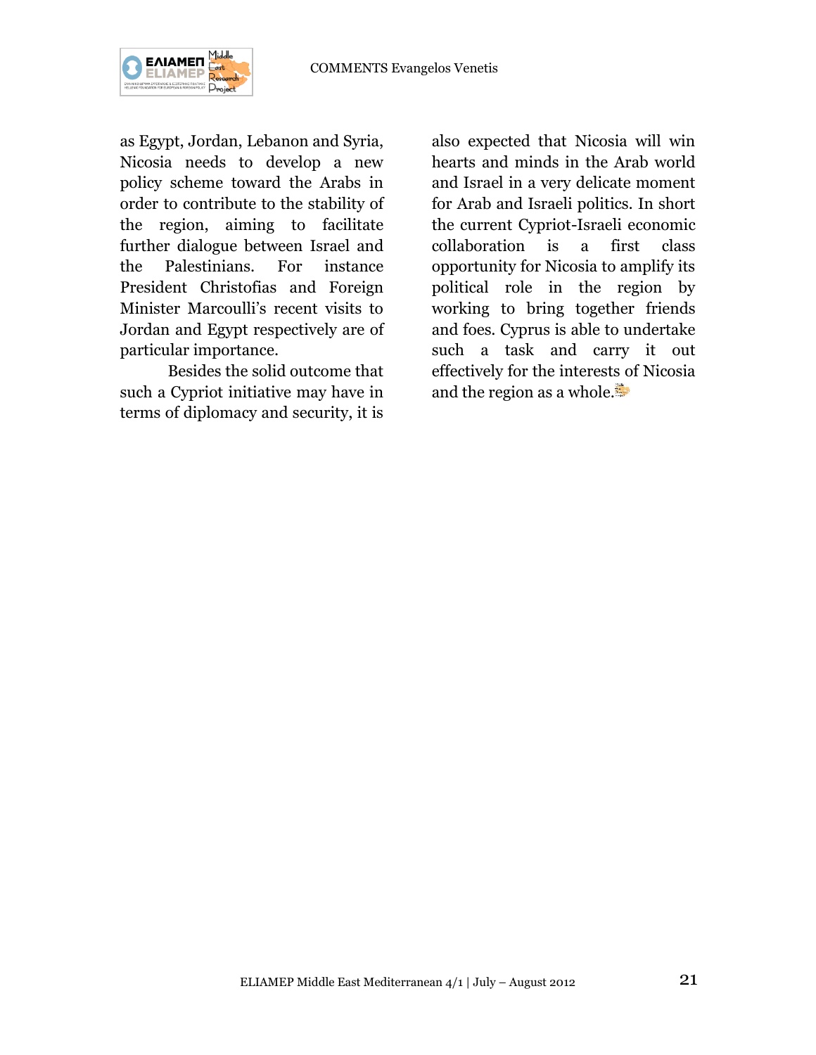as Egypt, Jordan, Lebanon and Syria, Nicosia needs to develop a new policy scheme toward the Arabs in order to contribute to the stability of the region, aiming to facilitate further dialogue between Israel and the Palestinians. For instance President Christofias and Foreign Minister Marcoulli's recent visits to Jordan and Egypt respectively are of particular importance.

Besides the solid outcome that such a Cypriot initiative may have in terms of diplomacy and security, it is also expected that Nicosia will win hearts and minds in the Arab world and Israel in a very delicate moment for Arab and Israeli politics. In short the current Cypriot-Israeli economic collaboration is a first class opportunity for Nicosia to amplify its political role in the region by working to bring together friends and foes. Cyprus is able to undertake such a task and carry it out effectively for the interests of Nicosia and the region as a whole.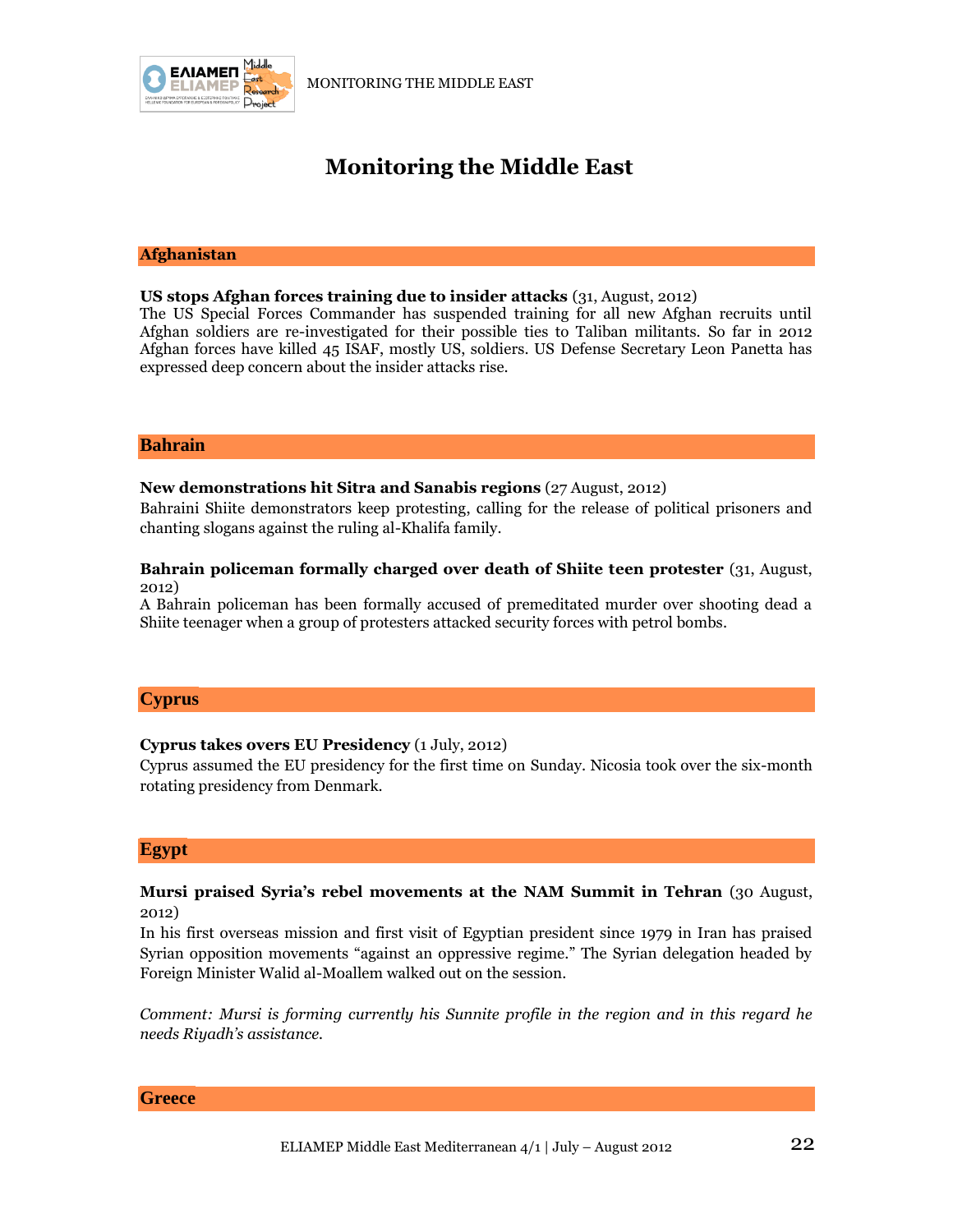# Monitoring the Middle East

## Afghanistan

**US stops Afghan forces training due to insider attacks** (31, August, 2012)
The US Special Forces Commander has suspended training for all new Afghan recruits until Afghan soldiers are re-investigated for their possible ties to Taliban militants. So far in 2012 Afghan forces have killed 45 ISAF, mostly US, soldiers. US Defense Secretary Leon Panetta has expressed deep concern about the insider attacks rise.

## Bahrain

**New demonstrations hit Sitra and Sanabis regions** (27 August, 2012)
Bahraini Shiite demonstrators keep protesting, calling for the release of political prisoners and chanting slogans against the ruling al-Khalifa family.

**Bahrain policeman formally charged over death of Shiite teen protester** (31, August, 2012)
A Bahrain policeman has been formally accused of premeditated murder over shooting dead a Shiite teenager when a group of protesters attacked security forces with petrol bombs.

## Cyprus

**Cyprus takes overs EU Presidency** (1 July, 2012)
Cyprus assumed the EU presidency for the first time on Sunday. Nicosia took over the six-month rotating presidency from Denmark.

## Egypt

**Mursi praised Syria's rebel movements at the NAM Summit in Tehran** (30 August, 2012)
In his first overseas mission and first visit of Egyptian president since 1979 in Iran has praised Syrian opposition movements "against an oppressive regime." The Syrian delegation headed by Foreign Minister Walid al-Moallem walked out on the session.

*Comment: Mursi is forming currently his Sunnite profile in the region and in this regard he needs Riyadh's assistance.*

## Greece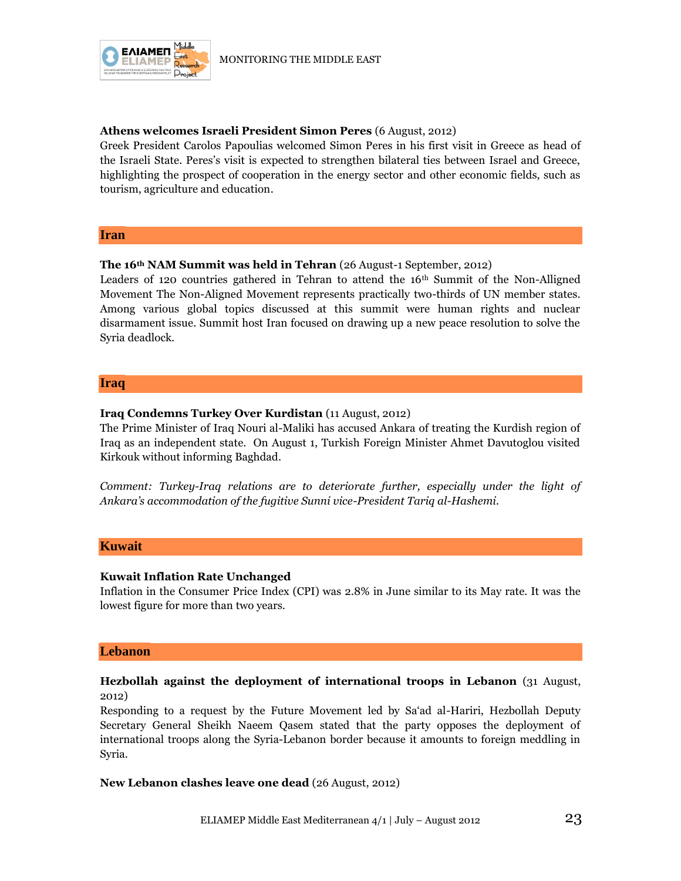**Athens welcomes Israeli President Simon Peres** (6 August, 2012)

Greek President Carolos Papoulias welcomed Simon Peres in his first visit in Greece as head of the Israeli State. Peres's visit is expected to strengthen bilateral ties between Israel and Greece, highlighting the prospect of cooperation in the energy sector and other economic fields, such as tourism, agriculture and education.

## Iran

**The 16th NAM Summit was held in Tehran** (26 August-1 September, 2012)

Leaders of 120 countries gathered in Tehran to attend the 16th Summit of the Non-Alligned Movement The Non-Aligned Movement represents practically two-thirds of UN member states. Among various global topics discussed at this summit were human rights and nuclear disarmament issue. Summit host Iran focused on drawing up a new peace resolution to solve the Syria deadlock.

## Iraq

**Iraq Condemns Turkey Over Kurdistan** (11 August, 2012)

The Prime Minister of Iraq Nouri al-Maliki has accused Ankara of treating the Kurdish region of Iraq as an independent state. On August 1, Turkish Foreign Minister Ahmet Davutoglou visited Kirkouk without informing Baghdad.

*Comment: Turkey-Iraq relations are to deteriorate further, especially under the light of Ankara's accommodation of the fugitive Sunni vice-President Tariq al-Hashemi.*

## Kuwait

**Kuwait Inflation Rate Unchanged**

Inflation in the Consumer Price Index (CPI) was 2.8% in June similar to its May rate. It was the lowest figure for more than two years.

## Lebanon

**Hezbollah against the deployment of international troops in Lebanon** (31 August, 2012)

Responding to a request by the Future Movement led by Sa'ad al-Hariri, Hezbollah Deputy Secretary General Sheikh Naeem Qasem stated that the party opposes the deployment of international troops along the Syria-Lebanon border because it amounts to foreign meddling in Syria.

**New Lebanon clashes leave one dead** (26 August, 2012)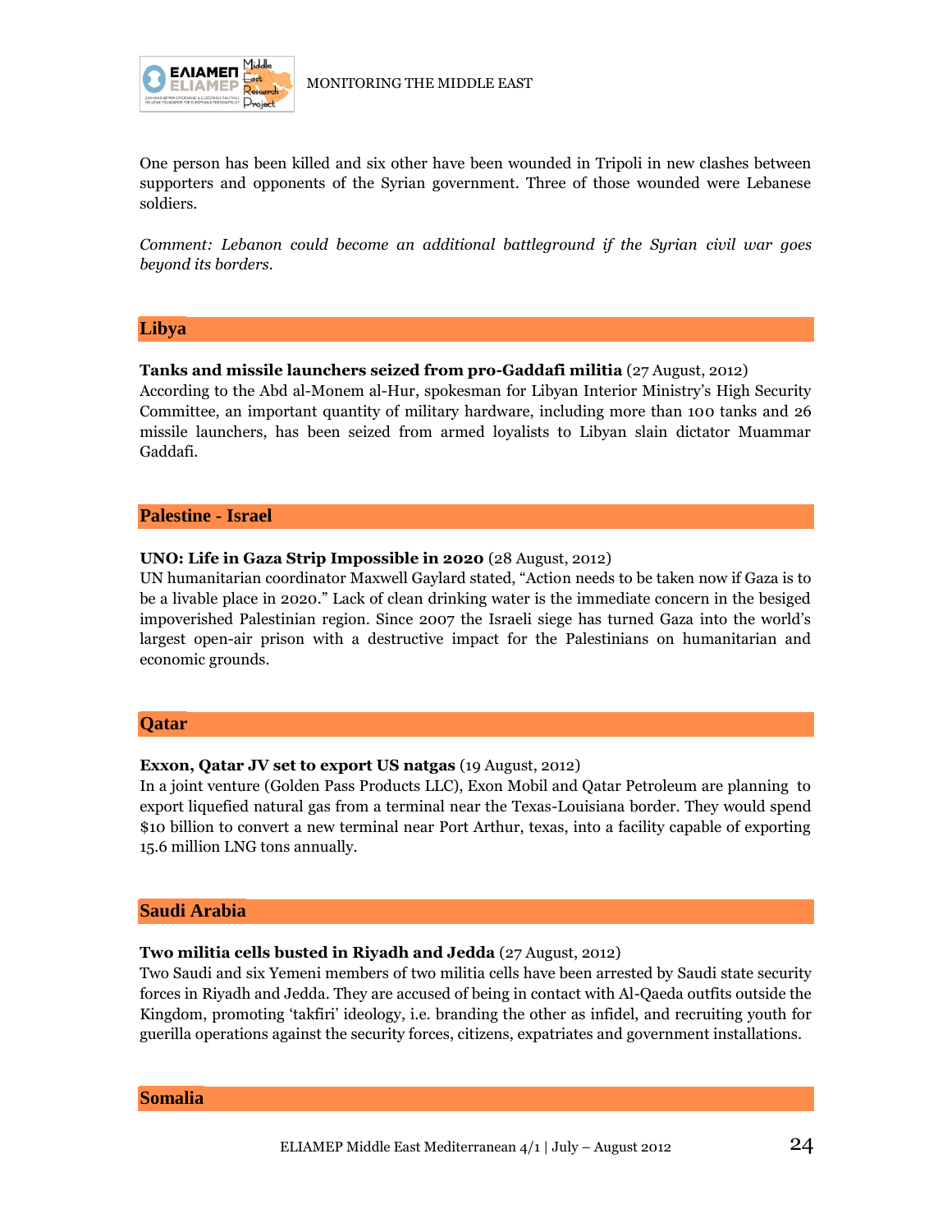One person has been killed and six other have been wounded in Tripoli in new clashes between supporters and opponents of the Syrian government. Three of those wounded were Lebanese soldiers.

*Comment: Lebanon could become an additional battleground if the Syrian civil war goes beyond its borders.*

## Libya

**Tanks and missile launchers seized from pro-Gaddafi militia** (27 August, 2012)
According to the Abd al-Monem al-Hur, spokesman for Libyan Interior Ministry's High Security Committee, an important quantity of military hardware, including more than 100 tanks and 26 missile launchers, has been seized from armed loyalists to Libyan slain dictator Muammar Gaddafi.

## Palestine - Israel

**UNO: Life in Gaza Strip Impossible in 2020** (28 August, 2012)
UN humanitarian coordinator Maxwell Gaylard stated, "Action needs to be taken now if Gaza is to be a livable place in 2020." Lack of clean drinking water is the immediate concern in the besiged impoverished Palestinian region. Since 2007 the Israeli siege has turned Gaza into the world's largest open-air prison with a destructive impact for the Palestinians on humanitarian and economic grounds.

## Qatar

**Exxon, Qatar JV set to export US natgas** (19 August, 2012)
In a joint venture (Golden Pass Products LLC), Exxon Mobil and Qatar Petroleum are planning to export liquefied natural gas from a terminal near the Texas-Louisiana border. They would spend $10 billion to convert a new terminal near Port Arthur, texas, into a facility capable of exporting 15.6 million LNG tons annually.

## Saudi Arabia

**Two militia cells busted in Riyadh and Jedda** (27 August, 2012)
Two Saudi and six Yemeni members of two militia cells have been arrested by Saudi state security forces in Riyadh and Jedda. They are accused of being in contact with Al-Qaeda outfits outside the Kingdom, promoting 'takfiri' ideology, i.e. branding the other as infidel, and recruiting youth for guerilla operations against the security forces, citizens, expatriates and government installations.

## Somalia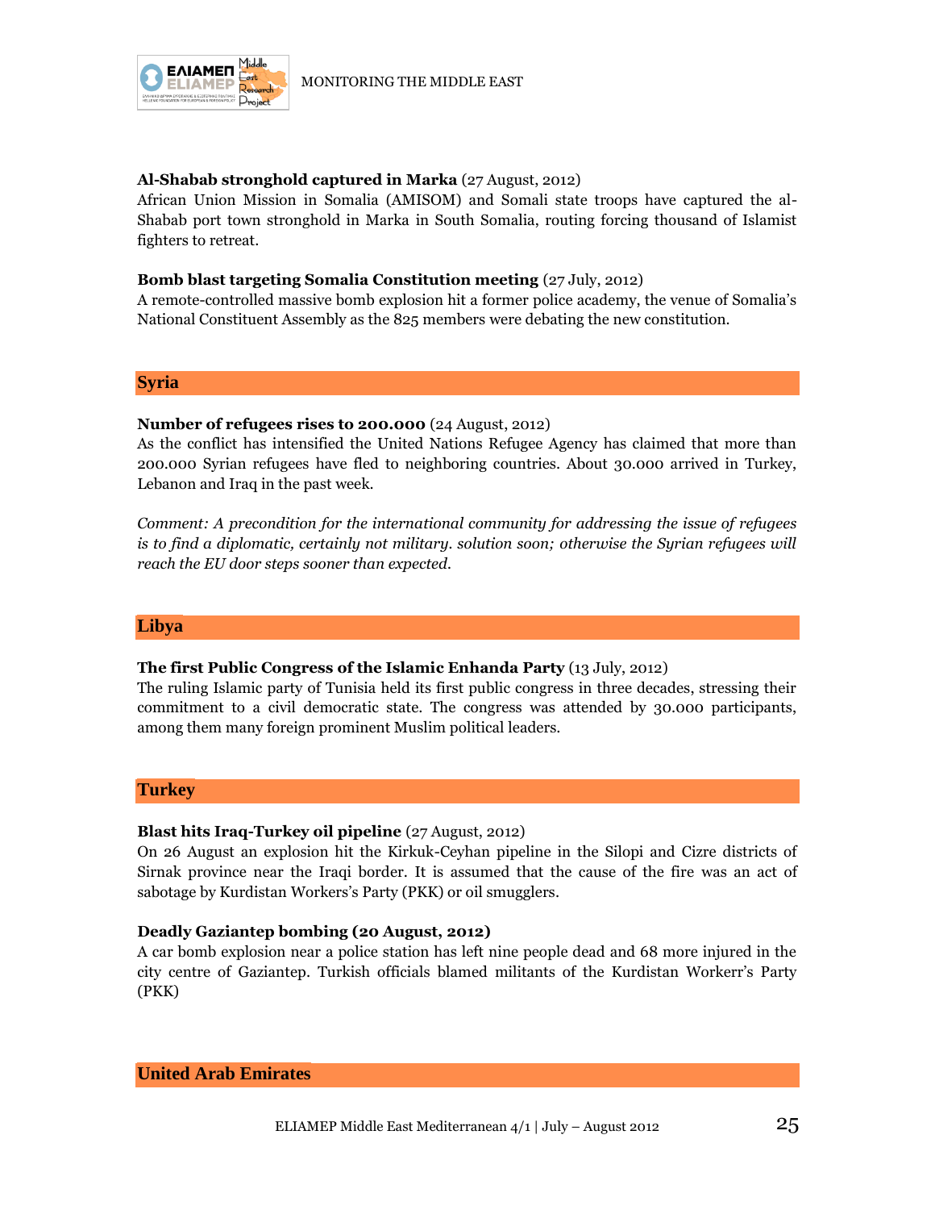**Al-Shabab stronghold captured in Marka** (27 August, 2012)

African Union Mission in Somalia (AMISOM) and Somali state troops have captured the al-Shabab port town stronghold in Marka in South Somalia, routing forcing thousand of Islamist fighters to retreat.

**Bomb blast targeting Somalia Constitution meeting** (27 July, 2012)

A remote-controlled massive bomb explosion hit a former police academy, the venue of Somalia's National Constituent Assembly as the 825 members were debating the new constitution.

## Syria

**Number of refugees rises to 200.000** (24 August, 2012)

As the conflict has intensified the United Nations Refugee Agency has claimed that more than 200.000 Syrian refugees have fled to neighboring countries. About 30.000 arrived in Turkey, Lebanon and Iraq in the past week.

*Comment: A precondition for the international community for addressing the issue of refugees is to find a diplomatic, certainly not military. solution soon; otherwise the Syrian refugees will reach the EU door steps sooner than expected.*

## Libya

**The first Public Congress of the Islamic Enhanda Party** (13 July, 2012)

The ruling Islamic party of Tunisia held its first public congress in three decades, stressing their commitment to a civil democratic state. The congress was attended by 30.000 participants, among them many foreign prominent Muslim political leaders.

## Turkey

**Blast hits Iraq-Turkey oil pipeline** (27 August, 2012)

On 26 August an explosion hit the Kirkuk-Ceyhan pipeline in the Silopi and Cizre districts of Sirnak province near the Iraqi border. It is assumed that the cause of the fire was an act of sabotage by Kurdistan Workers's Party (PKK) or oil smugglers.

**Deadly Gaziantep bombing (20 August, 2012)**

A car bomb explosion near a police station has left nine people dead and 68 more injured in the city centre of Gaziantep. Turkish officials blamed militants of the Kurdistan Workerr's Party (PKK)

## United Arab Emirates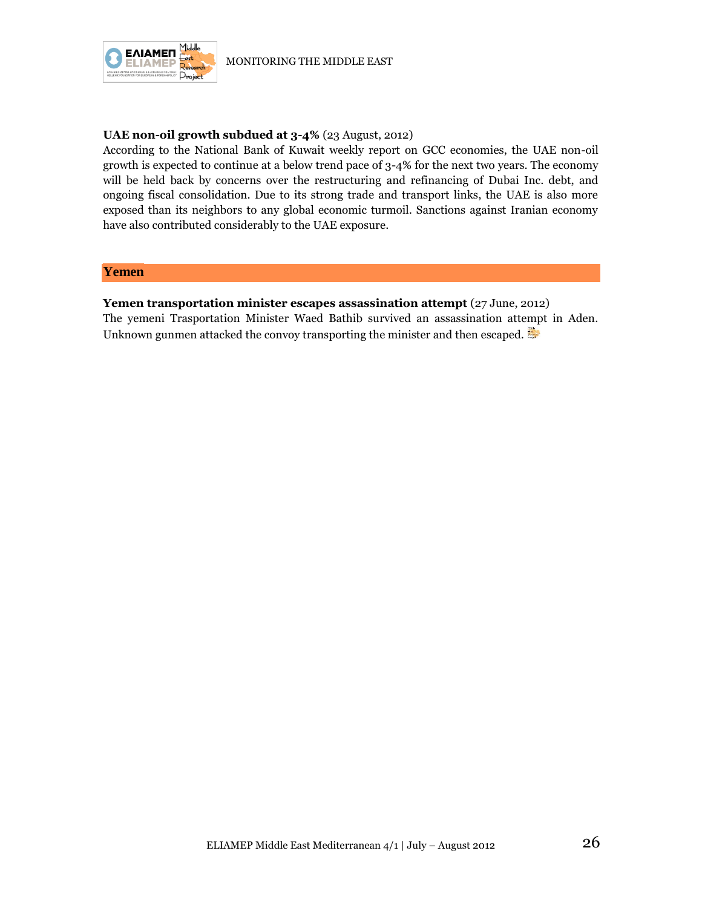**UAE non-oil growth subdued at 3-4%** (23 August, 2012)

According to the National Bank of Kuwait weekly report on GCC economies, the UAE non-oil growth is expected to continue at a below trend pace of 3-4% for the next two years. The economy will be held back by concerns over the restructuring and refinancing of Dubai Inc. debt, and ongoing fiscal consolidation. Due to its strong trade and transport links, the UAE is also more exposed than its neighbors to any global economic turmoil. Sanctions against Iranian economy have also contributed considerably to the UAE exposure.

## Yemen

**Yemen transportation minister escapes assassination attempt** (27 June, 2012)

The yemeni Trasportation Minister Waed Bathib survived an assassination attempt in Aden. Unknown gunmen attacked the convoy transporting the minister and then escaped.